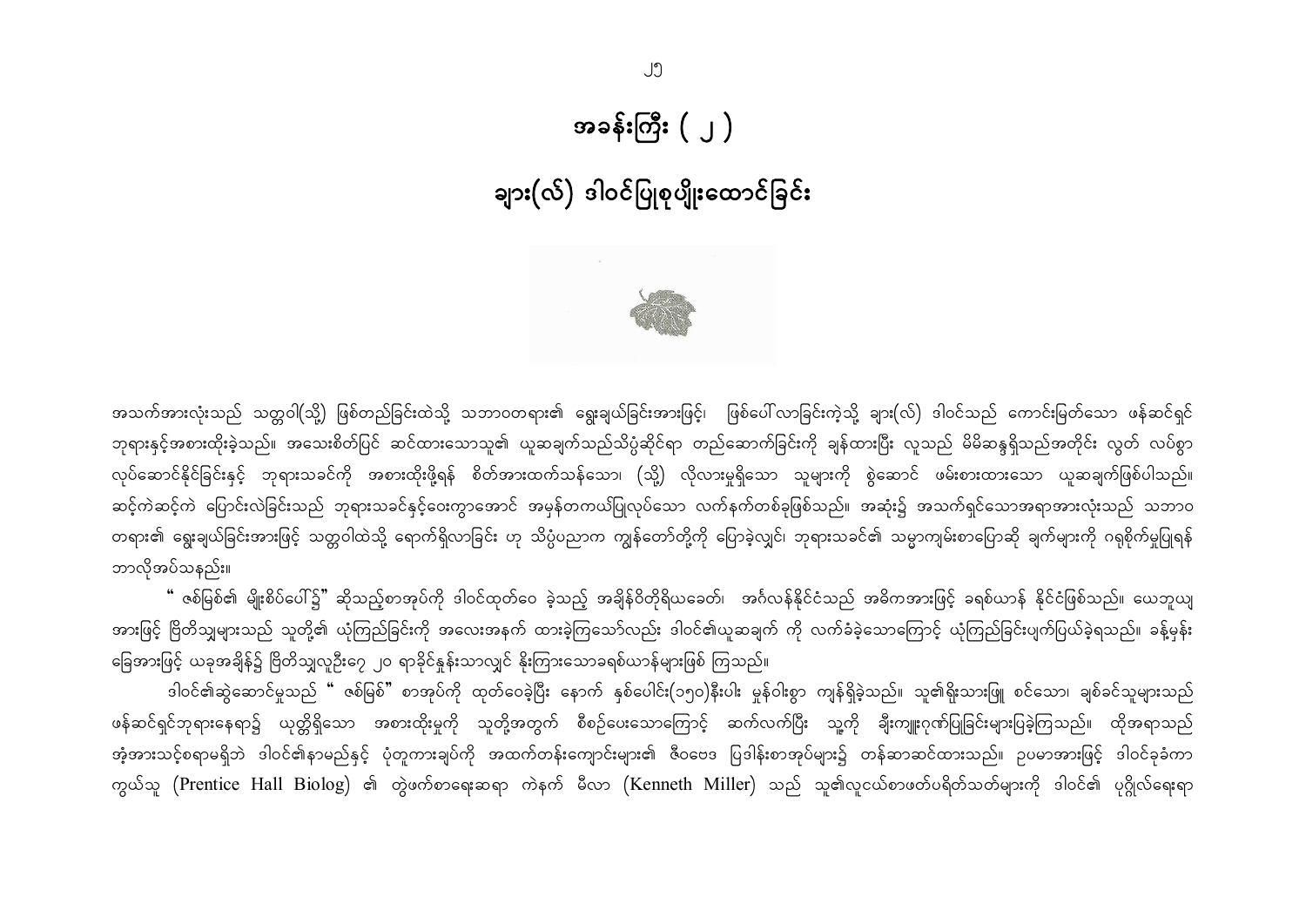# အခန်းကြီး ( ၂ )

## ချား(လ်) ဒါဝင်ပြုစုပျိုးထောင်ခြင်း

အသက်အားလုံးသည် သတ္တဝါ(သို့) ဖြစ်တည်ခြင်းထဲသို့ သဘာဝတရား၏ ရွေးချယ်ခြင်းအားဖြင့်၊ ဖြစ်ပေါ်လာခြင်းကဲ့သို့ ချား(လ်) ဒါဝင်သည် ကောင်းမြတ်သော ဖန်ဆင်းရှင်ဘုရားနှင့်အစားထိုးခဲ့သည်။ အသေးစိတ်ပြင် ဆင်ထားသောသူ၏ ယူဆချက်သည်သိပ္ပံဆိုင်ရာ တည်ဆောက်ခြင်းကို ချန်ထားပြီး လူသည် မိမိဆန္ဒရှိသည်အတိုင်း လွတ် လပ်စွာလုပ်ဆောင်နိုင်ခြင်းနှင့် ဘုရားသခင်ကို အစားထိုးဖို့ရန် စိတ်အားထက်သန်သော၊ (သို့) လိုလားမှုရှိသော သူများကို စွဲဆောင် ဖမ်းစားထားသော ယူဆချက်ဖြစ်ပါသည်။ ဆင့်ကဲဆင့်ကဲ ပြောင်းလဲခြင်းသည် ဘုရားသခင်နှင့်ဝေးကွာအောင် အမှန်တကယ်ပြုလုပ်သော လက်နက်တစ်ခုဖြစ်သည်။ အဆုံး၌ အသက်ရှင်သောအရာအားလုံးသည် သဘာဝတရား၏ ရွေးချယ်ခြင်းအားဖြင့် သတ္တဝါထဲသို့ ရောက်ရှိလာခြင်း ဟု သိပ္ပံပညာက ကျွန်တော်တို့ကို ပြောခဲ့လျှင်၊ ဘုရားသခင်၏ သမ္မာကျမ်းစာပြောဆို ချက်များကို ဂရုစိုက်မှုပြုရန် ဘာလိုအပ်သနည်း။

" ဇစ်မြစ်၏ မျိုးစိပ်ပေါ်၌" ဆိုသည့်စာအုပ်ကို ဒါဝင်ထုတ်ဝေ ခဲ့သည့် အချိန်ဝိတိုရိယခေတ်၊ အင်္ဂလန်နိုင်ငံသည် အဓိကအားဖြင့် ခရစ်ယာန် နိုင်ငံဖြစ်သည်။ ယေဘုယျအားဖြင့် ဗြိတိသျှများသည် သူတို့၏ ယုံကြည်ခြင်းကို အလေးအနက် ထားခဲ့ကြသော်လည်း ဒါဝင်၏ယူဆချက် ကို လက်ခံခဲ့သောကြောင့် ယုံကြည်ခြင်းပျက်ပြယ်ခဲ့ရသည်။ ခန့်မှန်းခြေအားဖြင့် ယခုအချိန်၌ ဗြိတိသျှလူဦးရေ ၂၀ ရာခိုင်နှုန်းသာလျှင် နိုးကြားသောခရစ်ယာန်များဖြစ် ကြသည်။

ဒါဝင်၏ဆွဲဆောင်မှုသည် " ဇစ်မြစ်" စာအုပ်ကို ထုတ်ဝေခဲ့ပြီး နောက် နှစ်ပေါင်း(၁၅၀)နီးပါး မှုန်ဝါးစွာ ကျန်ရှိခဲ့သည်။ သူ၏ရိုးသားဖြူ စင်သော၊ ချစ်ခင်သူများသည် ဖန်ဆင်းရှင်ဘုရားနေရာ၌ ယုတ္တိရှိသော အစားထိုးမှုကို သူတို့အတွက် စီစဉ်ပေးသောကြောင့် ဆက်လက်ပြီး သူ့ကို ချီးကျူးဂုဏ်ပြုခြင်းများပြခဲ့ကြသည်။ ထိုအရာသည် အံ့အားသင့်စရာမရှိဘဲ ဒါဝင်၏နာမည်နှင့် ပုံတူကားချပ်ကို အထက်တန်းကျောင်းများ၏ ဇီဝဗေဒ ပြဒါန်းစာအုပ်များ၌ တန်ဆာဆင်ထားသည်။ ဥပမာအားဖြင့် ဒါဝင်ခုခံကာကွယ်သူ (Prentice Hall Biolog) ၏ တွဲဖက်စာရေးဆရာ ကဲနက် မီလာ (Kenneth Miller) သည် သူ၏လူငယ်စာဖတ်ပရိတ်သတ်များကို ဒါဝင်၏ ပုဂ္ဂိုလ်ရေးရာ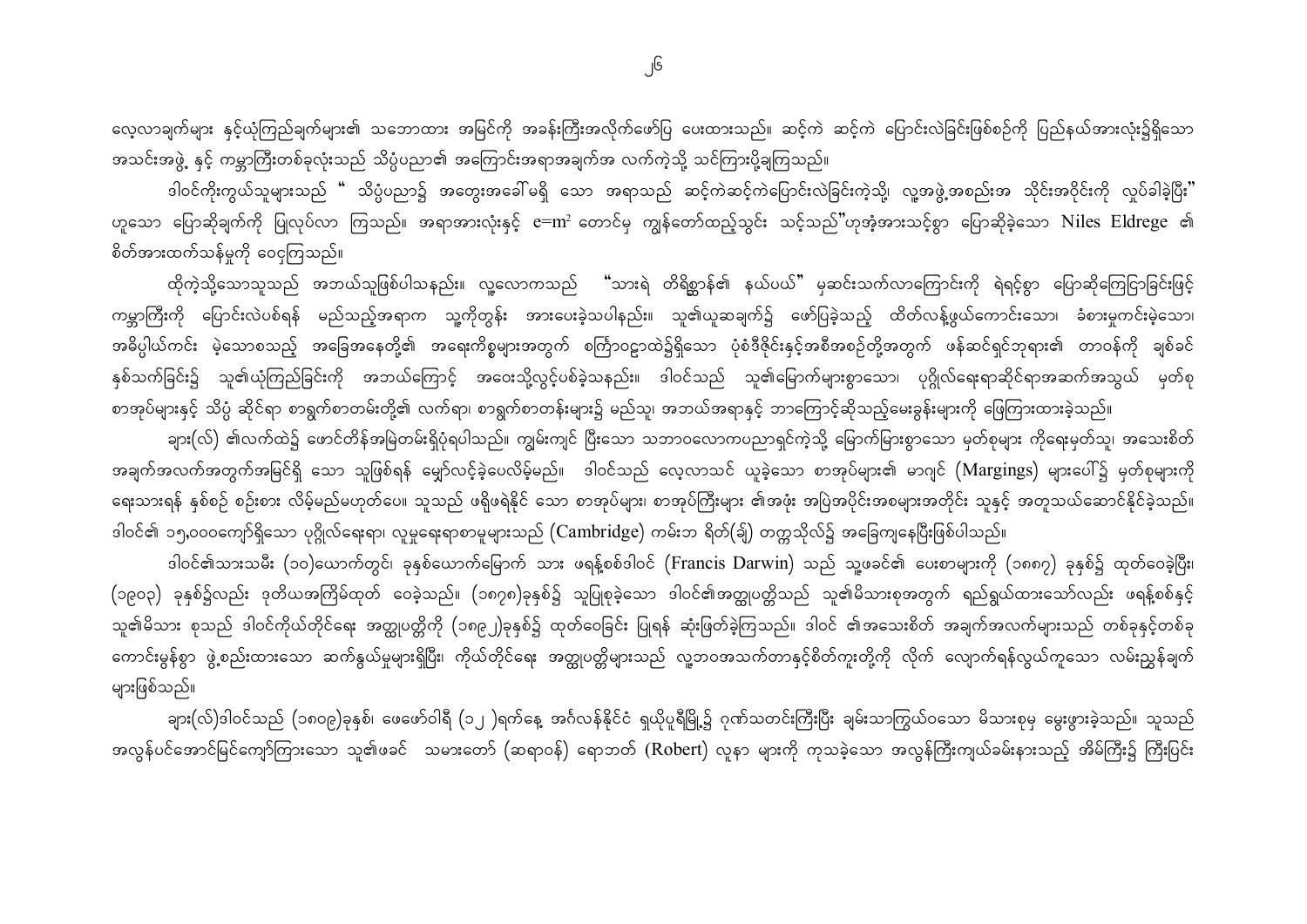လေ့လာချက်များ နှင့်ယုံကြည်ချက်များ၏ သဘောထား အမြင်ကို အခန်းကြီးအလိုက်ဖော်ပြ ပေးထားသည်။ ဆင့်ကဲ ဆင့်ကဲ ပြောင်းလဲခြင်းဖြစ်စဉ်ကို ပြည်နယ်အားလုံး၌ရှိသော အသင်းအဖွဲ့ နှင့် ကမ္ဘာကြီးတစ်ခုလုံးသည် သိပ္ပံပညာ၏ အကြောင်းအရာအချက်အ လက်ကဲ့သို့ သင်ကြားပို့ချကြသည်။

ဒါဝင်ကိုးကွယ်သူများသည် " သိပ္ပံပညာ၌ အတွေးအခေါ်မရှိ သော အရာသည် ဆင့်ကဲဆင့်ကဲပြောင်းလဲခြင်းကဲ့သို့ လူ့အဖွဲ့ အစည်းအ သိုင်းအဝိုင်းကို လှုပ်ခါခဲ့ပြီး" ဟူသော ပြောဆိုချက်ကို ပြုလုပ်လာ ကြသည်။ အရာအားလုံးနှင့် e=m² တောင်မှ ကျွန်တော်ထည့်သွင်း သင့်သည်"ဟုအံ့အားသင့်စွာ ပြောဆိုခဲ့သော Niles Eldrege ၏ စိတ်အားထက်သန်မှုကို ဝေငှကြသည်။

ထိုကဲ့သို့သောသူသည် အဘယ်သူဖြစ်ပါသနည်း။ လူ့လောကသည် "သားရဲ တိရိစ္ဆာန်၏ နယ်ပယ်" မှဆင်းသက်လာကြောင်းကို ရဲရင့်စွာ ပြောဆိုကြေငြာခြင်းဖြင့် ကမ္ဘာကြီးကို ပြောင်းလဲပစ်ရန် မည်သည့်အရာက သူ့ကိုတွန်း အားပေးခဲ့သပါနည်း။ သူ၏ယူဆချက်၌ ဖော်ပြခဲ့သည့် ထိတ်လန့်ဖွယ်ကောင်းသော၊ ခံစားမှုကင်းမဲ့သော၊ အဓိပ္ပါယ်ကင်း မဲ့သောစသည့် အခြေအနေတို့၏ အရေးကိစ္စများအတွက် စကြာဝဠာထဲ၌ရှိသော ပုံစံဒီဇိုင်းနှင့်အစီအစဉ်တို့အတွက် ဖန်ဆင်းရှင်ဘုရား၏ တာဝန်ကို ချစ်ခင်နှစ်သက်ခြင်း၌ သူ၏ယုံကြည်ခြင်းကို အဘယ်ကြောင့် အဝေးသို့လွှင့်ပစ်ခဲ့သနည်း။ ဒါဝင်သည် သူ၏မြောက်များစွာသော၊ ပုဂ္ဂိုလ်ရေးရာဆိုင်ရာအဆက်အသွယ် မှတ်စု စာအုပ်များနှင့် သိပ္ပံ ဆိုင်ရာ စာရွက်စာတမ်းတို့၏ လက်ရာ၊ စာရွက်စာတန်းများ၌ မည်သူ၊ အဘယ်အရာနှင့် ဘာကြောင့်ဆိုသည့်မေးခွန်းများကို ဖြေကြားထားခဲ့သည်။

ချား(လ်) ၏လက်ထဲ၌ ဖောင်တိန်အမြဲတမ်းရှိပုံရပါသည်။ ကျွမ်းကျင် ပြီးသော သဘာဝလောကပညာရှင်ကဲ့သို့ မြောက်မြားစွာသော မှတ်စုများ ကိုရေးမှတ်သူ၊ အသေးစိတ် အချက်အလက်အတွက်အမြင်ရှိ သော သူဖြစ်ရန် မျှော်လင့်ခဲ့ပေလိမ့်မည်။ ဒါဝင်သည် လေ့လာသင် ယူခဲ့သော စာအုပ်များ၏ မာဂျင် (Margings) များပေါ်၌ မှတ်စုများကို ရေးသားရန် နှစ်စဉ် စဉ်းစား လိမ့်မည်မဟုတ်ပေ။ သူသည် ဖရိုဖရဲနိုင် သော စာအုပ်များ၊ စာအုပ်ကြီးများ ၏အဖုံး အပြဲအပိုင်းအစများအတိုင်း သူနှင့် အတူသယ်ဆောင်နိုင်ခဲ့သည်။ ဒါဝင်၏ ၁၅,၀၀၀ကျော်ရှိသော ပုဂ္ဂိုလ်ရေးရာ၊ လူမှုရေးရာစာမူများသည် (Cambridge) ကမ်းဘ ရိတ်(ချ်) တက္ကသိုလ်၌ အခြေကျနေပြီးဖြစ်ပါသည်။

ဒါဝင်၏သားသမီး (၁၀)ယောက်တွင်၊ ခုနှစ်ယောက်မြောက် သား ဖရန့်စစ်ဒါဝင် (Francis Darwin) သည် သူ့ဖခင်၏ ပေးစာများကို (၁၈၈၇) ခုနှစ်၌ ထုတ်ဝေခဲ့ပြီး၊ (၁၉၀၃) ခုနှစ်၌လည်း ဒုတိယအကြိမ်ထုတ် ဝေခဲ့သည်။ (၁၈၇၈)ခုနှစ်၌ သူပြုစုခဲ့သော ဒါဝင်၏အတ္ထုပတ္တိသည် သူ၏မိသားစုအတွက် ရည်ရွယ်ထားသော်လည်း ဖရန့်စစ်နှင့် သူ၏မိသား စုသည် ဒါဝင်ကိုယ်တိုင်ရေး အတ္ထုပတ္တိကို (၁၈၉၂)ခုနှစ်၌ ထုတ်ဝေခြင်း ပြုရန် ဆုံးဖြတ်ခဲ့ကြသည်။ ဒါဝင် ၏အသေးစိတ် အချက်အလက်များသည် တစ်ခုနှင့်တစ်ခု ကောင်းမွန်စွာ ဖွဲ့စည်းထားသော ဆက်နွှယ်မှုများရှိပြီး၊ ကိုယ်တိုင်ရေး အတ္ထုပတ္တိများသည် လူ့ဘဝအသက်တာနှင့်စိတ်ကူးတို့ကို လိုက် လျောက်ရန်လွယ်ကူသော လမ်းညွှန်ချက်များဖြစ်သည်။

ချား(လ်)ဒါဝင်သည် (၁၈၀၉)ခုနှစ်၊ ဖေဖော်ဝါရီ (၁၂ )ရက်နေ့ အင်္ဂလန်နိုင်ငံ ရှယ်ပုရီမြို့၌ ဂုဏ်သတင်းကြီးပြီး ချမ်းသာကြွယ်ဝသော မိသားစုမှ မွေးဖွားခဲ့သည်။ သူသည် အလွန်ပင်အောင်မြင်ကျော်ကြားသော သူ၏ဖခင် သမားတော် (ဆရာဝန်) ရောဘတ် (Robert) လူနာ များကို ကုသခဲ့သော အလွန်ကြီးကျယ်ခမ်းနားသည့် အိမ်ကြီး၌ ကြီးပြင်း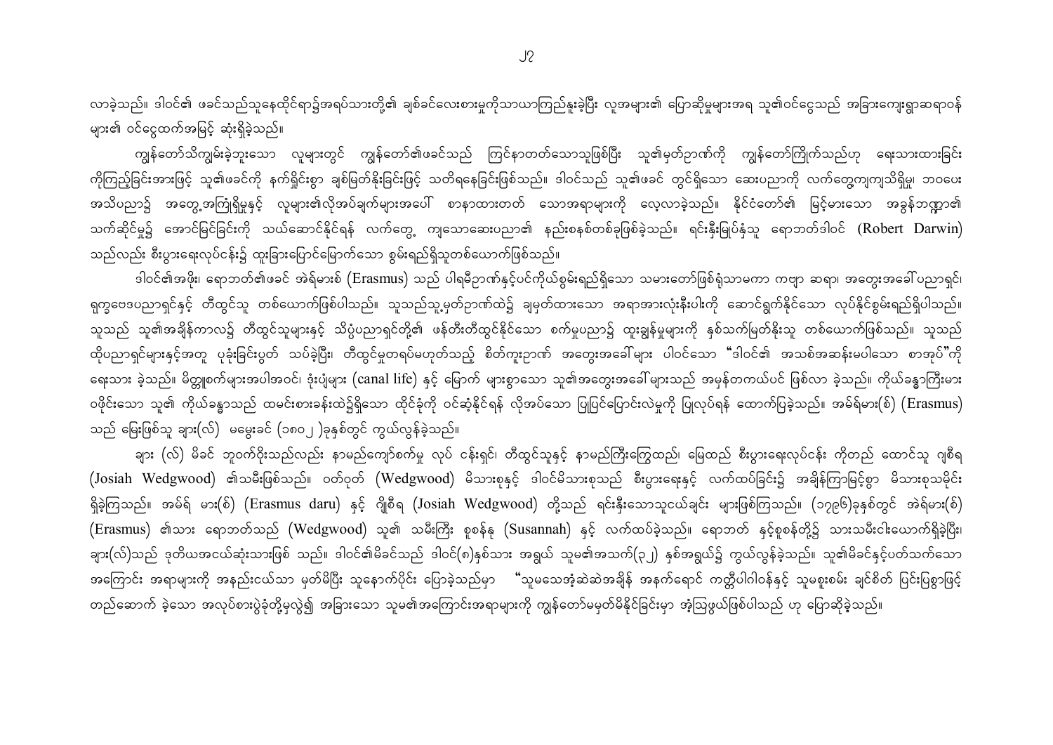လာခဲ့သည်။ ဒါဝင်၏ ဖခင်သည်သူနေထိုင်ရာဥဒ်အရပ်သားတို့၏ ချစ်ခင်လေးစားမှုကိုသာယာကြည်နူးခဲ့ပြီး လူအများ၏ ပြောဆိုမှုများအရ သူ၏ဝင်ငွေသည် အခြားကျေးရွာဆရာဝန်များ၏ ဝင်ငွေထက်အမြင့် ဆုံးရှိခဲ့သည်။

ကျွန်တော်သိကျွမ်းခဲ့ဘူးသော လူများတွင် ကျွန်တော်၏ဖခင်သည် ကြင်နာတတ်သောသူဖြစ်ပြီး သူ၏မှတ်ဉာဏ်ကို ကျွန်တော်ကြိုက်သည်ဟု ရေးသားထားခြင်းကိုကြည့်ခြင်းအားဖြင့် သူ၏ဖခင်ကို နက်ရှိုင်းစွာ ချစ်မြတ်နိုးခြင်းဖြင့် သတိရနေခြင်းဖြစ်သည်။ ဒါဝင်သည် သူ၏ဖခင် တွင်ရှိသော ဆေးပညာကို လက်တွေ့ကျကျသိရှိမှု၊ ဘဝပေးအသိပညာ၌ အတွေ့အကြုံရှိမှုနှင့် လူများ၏လိုအပ်ချက်များအပေါ် စာနာထားတတ် သောအရာများကို လေ့လာခဲ့သည်။ နိုင်ငံတော်၏ မြင့်မားသော အခွန်ဘဏ္ဍာ၏ သက်ဆိုင်မှု၌ အောင်မြင်ခြင်းကို သယ်ဆောင်နိုင်ရန် လက်တွေ့ ကျသောဆေးပညာ၏ နည်းစနစ်တစ်ခုဖြစ်ခဲ့သည်။ ရင်းနှီးမြုပ်နှံသူ ရောဘတ်ဒါဝင် (Robert Darwin) သည်လည်း စီးပွားရေးလုပ်ငန်း၌ ထူးခြားပြောင်မြောက်သော စွမ်းရည်ရှိသူတစ်ယောက်ဖြစ်သည်။

ဒါဝင်၏အဖိုး၊ ရောဘတ်၏ဖခင် အဲရ်မားစ် (Erasmus) သည် ပါရမီဉာဏ်နှင့်ပင်ကိုယ်စွမ်းရည်ရှိသော သမားတော်ဖြစ်ရုံသာမက ကဗျာ ဆရာ၊ အတွေးအခေါ်ပညာရှင်၊ ရူပဗေဒပညာရှင်နှင့် တီထွင်သူ တစ်ယောက်ဖြစ်ပါသည်။ သူသည်သူ့မှတ်ဉာဏ်ထဲ၌ ချမှတ်ထားသော အရာအားလုံးနီးပါးကို ဆောင်ရွက်နိုင်သော လုပ်နိုင်စွမ်းရည်ရှိပါသည်။ သူသည် သူ၏အချိန်ကာလ၌ တီထွင်သူများနှင့် သိပ္ပံပညာရှင်တို့၏ ဖန်တီးတီထွင်နိုင်သော စက်မှုပညာ၌ ထူးချွန်မှုများကို နှစ်သက်မြတ်နိုးသူ တစ်ယောက်ဖြစ်သည်။ သူသည် ထိုပညာရှင်များနှင့်အတူ ပုခုံးခြင်းပွတ် သပ်ခဲ့ပြီး၊ တီထွင်မှုတရပ်မဟုတ်သည့် စိတ်ကူးဉာဏ် အတွေးအခေါ်များ ပါဝင်သော "ဒါဝင်၏ အသစ်အဆန်းမပါသော စာအုပ်"ကို ရေးသား ခဲ့သည်။ မိတ္တူစက်များအပါအဝင်၊ ဒုံးပျံများ (canal life) နှင့် မြောက် များစွာသော သူ၏အတွေးအခေါ်များသည် အမှန်တကယ်ပင် ဖြစ်လာ ခဲ့သည်။ ကိုယ်ခန္ဓာကြီးမားဝဖိုင်သော သူ၏ ကိုယ်ခန္ဓာသည် ထမင်းစားခန်းထဲ၌ရှိသော ထိုင်ခုံကို ဝင်ဆံ့နိုင်ရန် လိုအပ်သော ပြုပြင်ပြောင်းလဲမှုကို ပြုလုပ်ရန် ထောက်ပြခဲ့သည်။ အမ်ရ်မား(စ်) (Erasmus) သည် မြေးဖြစ်သူ ချား(လ်) မမွေးခင် (၁၈၀၂)ခုနှစ်တွင် ကွယ်လွန်ခဲ့သည်။

ချား (လ်) မိခင် ဘူဝက်ဝိုးသည်လည်း နာမည်ကျော်စက်မှု လုပ် ငန်းရှင်၊ တီထွင်သူနှင့် နာမည်ကြီးကြွေထည်၊ မြေထည် စီးပွားရေးလုပ်ငန်း ကိုတည် ထောင်သူ ဂျစီရ (Josiah Wedgwood) ၏သမီးဖြစ်သည်။ ဝတ်ဝုတ် (Wedgwood) မိသားစုနှင့် ဒါဝင်မိသားစုသည် စီးပွားရေးနှင့် လက်ထပ်ခြင်း၌ အချိန်ကြာမြင့်စွာ မိသားစုမိုင်းရှိခဲ့ကြသည်။ အမ်ရ် မား(စ်) (Erasmus daru) နှင့် ဂျိုစီရ (Josiah Wedgwood) တို့သည် ရင်းနှီးသောသူငယ်ချင်း များဖြစ်ကြသည်။ (၁၇၉၆)ခုနှစ်တွင် အဲရ်မား(စ်) (Erasmus) ၏သား ရောဘတ်သည် (Wedgwood) သူ၏ သမီးကြီး စူစန်န (Susannah) နှင့် လက်ထပ်ခဲ့သည်။ ရောဘတ် နှင့်စူစန်တို့၌ သားသမီးငါးယောက်ရှိခဲ့ပြီး၊ ချား(လ်)သည် ဒုတိယအငယ်ဆုံးသားဖြစ် သည်။ ဒါဝင်၏မိခင်သည် ဒါဝင်(၈)နှစ်သား အရွယ် သူမ၏အသက်(၃၂) နှစ်အရွယ်၌ ကွယ်လွန်ခဲ့သည်။ သူ၏မိခင်နှင့်ပတ်သက်သော အကြောင်း အရာများကို အနည်းငယ်သာ မှတ်မိပြီး သူနောက်ပိုင်း ပြောခဲ့သည်မှာ "သူမသေအံ့ဆဲဆဲအချိန် အနက်ရောင် ကတ္တီပါဂါဝန်နှင့် သူမစူးစမ်း ချင်စိတ် ပြင်းပြစွာဖြင့် တည်ဆောက် ခဲ့သော အလုပ်စားပွဲခုံတို့မှလွဲ၍ အခြားသော သူမ၏အကြောင်းအရာများကို ကျွန်တော်မမှတ်မိနိုင်ခြင်းမှာ အံ့သြဖွယ်ဖြစ်ပါသည် ဟု ပြောဆိုခဲ့သည်။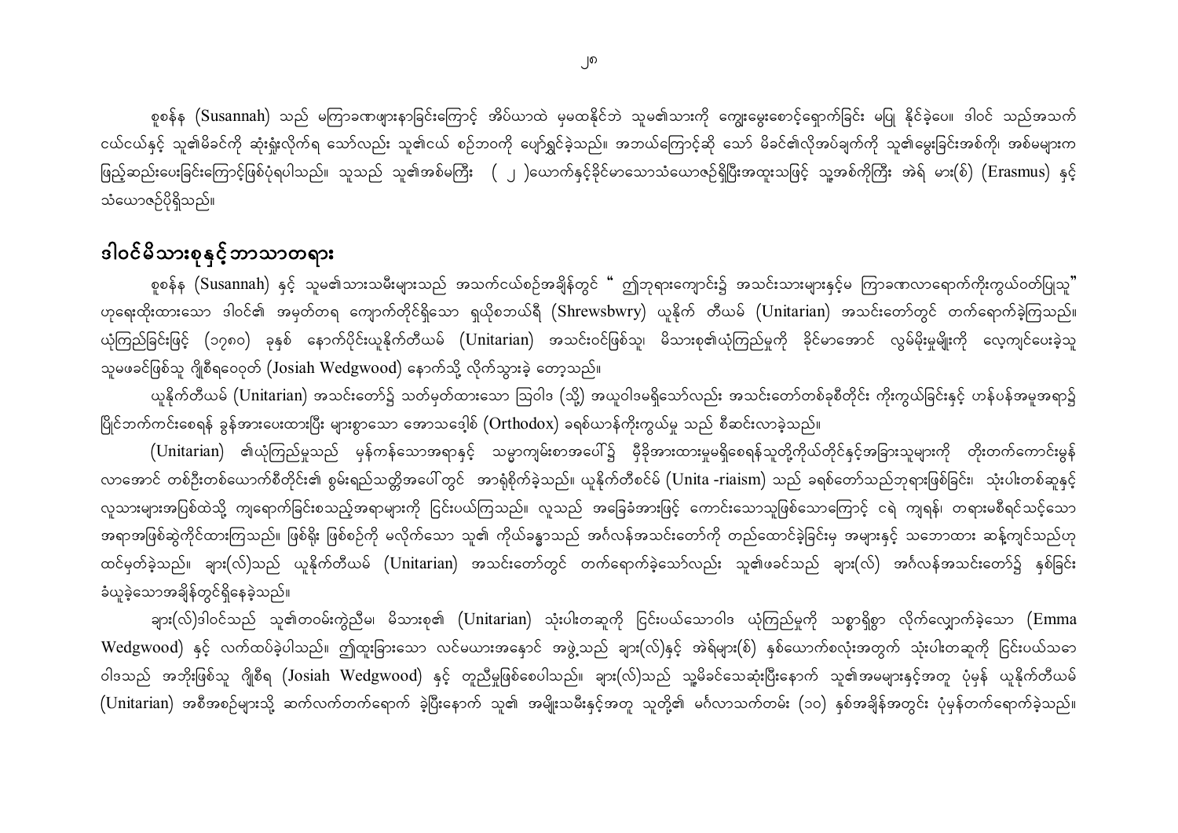စူစန်န (Susannah) သည် မကြာခဏဖျားနာခြင်းကြောင့် အိပ်ယာထဲ မှမထနိုင်ဘဲ သူမ၏သားကို ကျွေးမွေးစောင့်ရှောက်ခြင်း မပြု နိုင်ခဲ့ပေ။ ဒါဝင် သည်အသက်ငယ်ငယ်နှင့် သူ၏မိခင်ကို ဆုံးရှုံးလိုက်ရ သော်လည်း သူ၏ငယ် စဉ်ဘဝကို ပျော်ရွှင်ခဲ့သည်။ အဘယ်ကြောင့်ဆို သော် မိခင်၏လိုအပ်ချက်ကို သူ၏မွေးခြင်းအစ်ကို၊ အစ်မများက ဖြည့်ဆည်းပေးခြင်းကြောင့်ဖြစ်ပုံရပါသည်။ သူသည် သူ၏အစ်မကြီး ( ၂ )ယောက်နှင့်ခိုင်မာသောသံယောဇဉ်ရှိပြီးအထူးသဖြင့် သူ့အစ်ကိုကြီး အဲရ မား(စ်) (Erasmus) နှင့် သံယောဇဉ်ပိုရှိသည်။

## ဒါဝင်မိသားစုနှင့်ဘာသာတရား

စူစန်န (Susannah) နှင့် သူမ၏သားသမီးများသည် အသက်ငယ်စဉ်အချိန်တွင် " ဤဘုရားကျောင်း၌ အသင်းသားများနှင့်မ ကြာခဏလာရောက်ကိုးကွယ်ဝတ်ပြုသူ" ဟုရေးထိုးထားသော ဒါဝင်၏ အမှတ်တရ ကျောက်တိုင်ရှိသော ရှယိုစဘယ်ရီ (Shrewsbwry) ယူနိုက် တီယမ် (Unitarian) အသင်းတော်တွင် တက်ရောက်ခဲ့ကြသည်။ ယုံကြည်ခြင်းဖြင့် (၁၇၈၀) ခုနှစ် နောက်ပိုင်းယူနိုက်တီယမ် (Unitarian) အသင်းဝင်ဖြစ်သူ၊ မိသားစု၏ယုံကြည်မှုကို ခိုင်မာအောင် လွှမ်းမိုးမှုမျိုးကို လေ့ကျင့်ပေးခဲ့သူ သူမဖခင်ဖြစ်သူ ဂျိုစီရဝေ့ဂုတ် (Josiah Wedgwood) နောက်သို့ လိုက်သွားခဲ့ တော့သည်။

ယူနိုက်တီယမ် (Unitarian) အသင်းတော်၌ သတ်မှတ်ထားသော ဩဝါဒ (သို့) အယူဝါဒမရှိသော်လည်း အသင်းတော်တစ်ခုစီတိုင်း ကိုးကွယ်ခြင်းနှင့် ဟန်ပန်အမူအရာ၌ ပြုပြင်ဘက်ကင်းစေရန် ခွန်အားပေးထားပြီး များစွာသော အောသဒေါ့စ် (Orthodox) ခရစ်ယာန်ကိုးကွယ်မှု သည် စီဆင်းလာခဲ့သည်။

(Unitarian) ၏ယုံကြည်မှုသည် မှန်ကန်သောအရာနှင့် သမ္မာကျမ်းစာအပေါ်၌ မှီခိုအားထားမှုမရှိစေရန်သူတို့ကိုယ်တိုင်နှင့်အခြားသူများကို တိုးတက်ကောင်းမွန်လာအောင် တစ်ဦးတစ်ယောက်စီတိုင်း၏ စွမ်းရည်သတ္တိအပေါ်တွင် အာရုံစိုက်ခဲ့သည်။ ယူနိုက်တီစင်မ် (Unita -riaism) သည် ခရစ်တော်သည်ဘုရားဖြစ်ခြင်း၊ သုံးပါးတစ်ဆူနှင့် လူသားများအပြစ်ထဲသို့ ကျရောက်ခြင်းစသည့်အရာများကို ငြင်းပယ်ကြသည်။ လူသည် အခြေခံအားဖြင့် ကောင်းသောသူဖြစ်သောကြောင့် ငရဲ ကျရန်၊ တရားမစီရင်သင့်သော အရာအဖြစ်ဆွဲကိုင်ထားကြသည်။ ဖြစ်ရိုး ဖြစ်စဉ်ကို မလိုက်သော သူ၏ ကိုယ်ခန္ဓာသည် အင်္ဂလန်အသင်းတော်ကို တည်ထောင်ခဲ့ခြင်းမှ အများနှင့် သဘောထား ဆန့်ကျင်သည်ဟု ထင်မှတ်ခဲ့သည်။ ချား(လ်)သည် ယူနိုက်တီယမ် (Unitarian) အသင်းတော်တွင် တက်ရောက်ခဲ့သော်လည်း သူ၏ဖခင်သည် ချား(လ်) အင်္ဂလန်အသင်းတော်၌ နှစ်ခြင်းခံယူခဲ့သောအချိန်တွင်ရှိနေခဲ့သည်။

ချား(လ်)ဒါဝင်သည် သူ၏တဝမ်းကွဲညီမ၊ မိသားစု၏ (Unitarian) သုံးပါးတဆူကို ငြင်းပယ်သောဝါဒ ယုံကြည်မှုကို သစ္စာရှိစွာ လိုက်လျှောက်ခဲ့သော (Emma Wedgwood) နှင့် လက်ထပ်ခဲ့ပါသည်။ ဤထူးခြားသော လင်မယားအနှောင် အဖွဲ့သည် ချား(လ်)နှင့် အဲရ်မား(စ်) နှစ်ယောက်စလုံးအတွက် သုံးပါးတဆူကို ငြင်းပယ်သောဝါဒသည် အဘိုးဖြစ်သူ ဂျိုစီရ (Josiah Wedgwood) နှင့် တူညီမှုဖြစ်စေပါသည်။ ချား(လ်)သည် သူ့မိခင်သေဆုံးပြီးနောက် သူ၏အမများနှင့်အတူ ပုံမှန် ယူနိုက်တီယမ် (Unitarian) အစီအစဉ်များသို့ ဆက်လက်တက်ရောက် ခဲ့ပြီးနောက် သူ၏ အမျိုးသမီးနှင့်အတူ သူတို့၏ မင်္ဂလာသက်တမ်း (၁၀) နှစ်အချိန်အတွင်း ပုံမှန်တက်ရောက်ခဲ့သည်။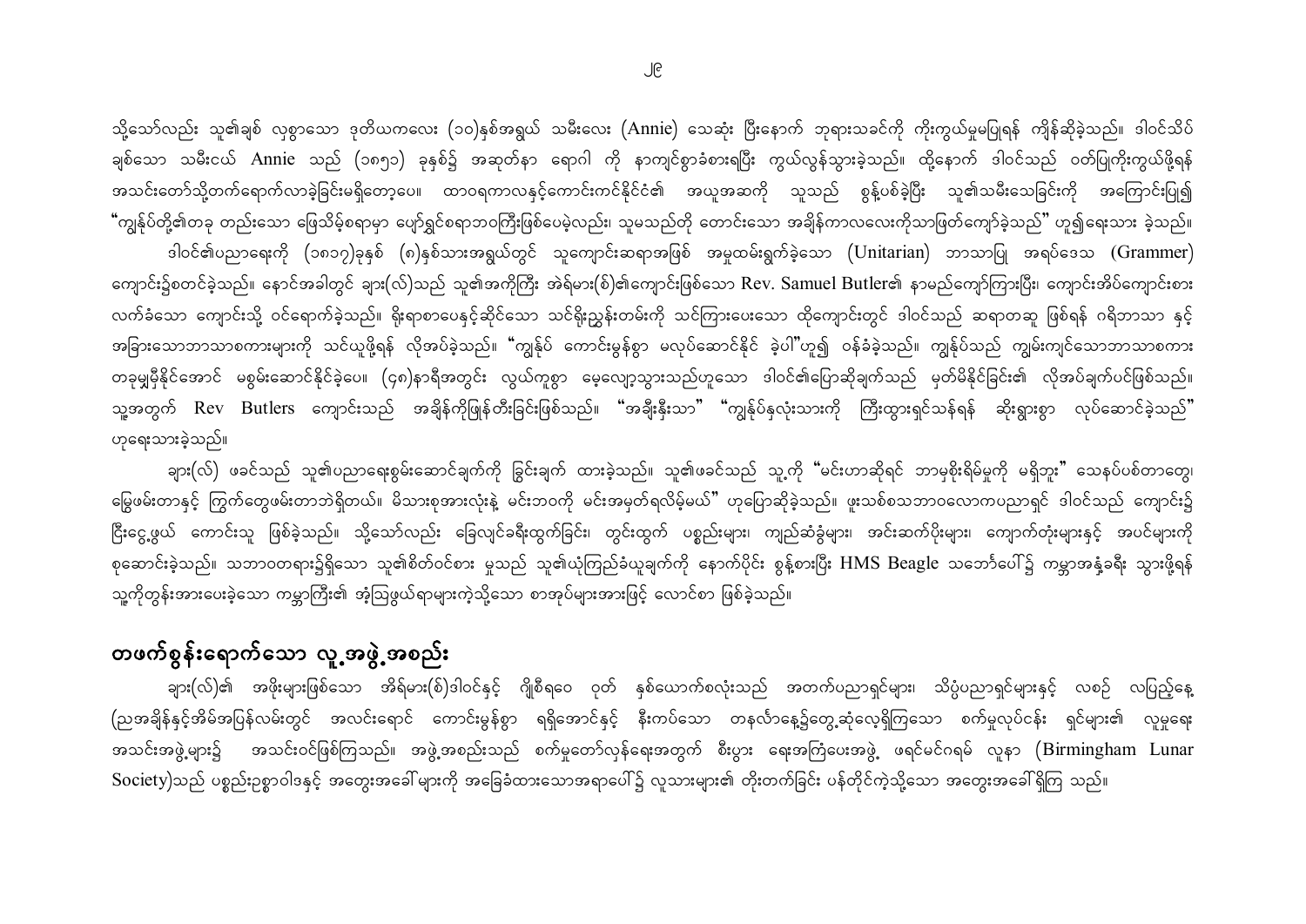သို့သော်လည်း သူ၏ချစ် လှစွာသော ဒုတိယကလေး (၁၀)နှစ်အရွယ် သမီးလေး (Annie) သေဆုံး ပြီးနောက် ဘုရားသခင်ကို ကိုးကွယ်မှုမပြုရန် ကျိန်ဆိုခဲ့သည်။ ဒါဝင်သိပ်ချစ်သော သမီးငယ် Annie သည် (၁၈၅၁) ခုနှစ်၌ အဆုတ်နာ ရောဂါ ကို နာကျင်စွာခံစားရပြီး ကွယ်လွန်သွားခဲ့သည်။ ထို့နောက် ဒါဝင်သည် ဝတ်ပြုကိုးကွယ်ဖို့ရန် အသင်းတော်သို့တက်ရောက်လာခဲ့ခြင်းမရှိတော့ပေ။ ထာဝရကာလနှင့်ကောင်းကင်နိုင်ငံ၏ အယူအဆကို သူသည် စွန့်ပစ်ခဲ့ပြီး သူ၏သမီးသေခြင်းကို အကြောင်းပြု၍ "ကျွန်ုပ်တို့၏တခု တည်းသော ဖြေသိမ့်စရာမှာ ပျော်ရွှင်စရာဘဝကြီးဖြစ်ပေမဲ့လည်း၊ သူမသည်ကို တောင်းသော အချိန်ကာလလေးကိုသာဖြတ်ကျော်ခဲ့သည်" ဟူ၍ရေးသား ခဲ့သည်။

ဒါဝင်၏ပညာရေးကို (၁၈၁၇)ခုနှစ် (၈)နှစ်သားအရွယ်တွင် သူကျောင်းဆရာအဖြစ် အမှုထမ်းရွက်ခဲ့သော (Unitarian) ဘာသာပြု အရပ်ဒေသ (Grammer) ကျောင်း၌စတင်ခဲ့သည်။ နောင်အခါတွင် ချား(လ်)သည် သူ၏အကိုကြီး အဲရ်မား(စ်)၏ကျောင်းဖြစ်သော Rev. Samuel Butler၏ နာမည်ကျော်ကြားပြီး၊ ကျောင်းအိပ်ကျောင်းစား လက်ခံသော ကျောင်းသို့ ဝင်ရောက်ခဲ့သည်။ ရိုးရာစာပေနှင့်ဆိုင်သော သင်ရိုးညွှန်းတမ်းကို သင်ကြားပေးသော ထိုကျောင်းတွင် ဒါဝင်သည် ဆရာတဆူ ဖြစ်ရန် ဂရိဘာသာ နှင့် အခြားသောဘာသာစကားများကို သင်ယူဖို့ရန် လိုအပ်ခဲ့သည်။ "ကျွန်ုပ် ကောင်းမွန်စွာ မလုပ်ဆောင်နိုင် ခဲ့ပါ"ဟူ၍ ဝန်ခံခဲ့သည်။ ကျွန်ုပ်သည် ကျွမ်းကျင်သောဘာသာစကား တခုမျှမှီနိုင်အောင် မစွမ်းဆောင်နိုင်ခဲ့ပေ။ (၄၈)နာရီအတွင်း လွယ်ကူစွာ မေ့လျော့သွားသည်ဟူသော ဒါဝင်၏ပြောဆိုချက်သည် မှတ်မိနိုင်ခြင်း၏ လိုအပ်ချက်ပင်ဖြစ်သည်။ သူ့အတွက် Rev Butlers ကျောင်းသည် အချိန်ကိုဖြုန်တီးခြင်းဖြစ်သည်။ "အချီးနှီးသာ" "ကျွန်ုပ်နှလုံးသားကို ကြီးထွားရှင်သန်ရန် ဆိုးရွားစွာ လုပ်ဆောင်ခဲ့သည်" ဟုရေးသားခဲ့သည်။

ချား(လ်) ဖခင်သည် သူ၏ပညာရေးစွမ်းဆောင်ချက်ကို ခြွင်းချက် ထားခဲ့သည်။ သူ၏ဖခင်သည် သူ့ကို "မင်းဟာဆိုရင် ဘာမှစိုးရိမ်မှုကို မရှိဘူး" သေနပ်ပစ်တာတွေ၊ မြွေဖမ်းတာနှင့် ကြွက်တွေဖမ်းတာဘဲရှိတယ်။ မိသားစုအားလုံးနဲ့ မင်းဘဝကို မင်းအမှတ်ရလိမ့်မယ်" ဟုပြောဆိုခဲ့သည်။ ဖူးသစ်စသဘာဝလောကပညာရှင် ဒါဝင်သည် ကျောင်း၌ ငြီးငွေ့ဖွယ် ကောင်းသူ ဖြစ်ခဲ့သည်။ သို့သော်လည်း ခြေလျင်ခရီးထွက်ခြင်း၊ တွင်းထွက် ပစ္စည်းများ၊ ကျည်ဆံခွံများ၊ အင်းဆက်ပိုးများ၊ ကျောက်တုံးများနှင့် အပင်များကို စုဆောင်းခဲ့သည်။ သဘာဝတရား၌ရှိသော သူ၏စိတ်ဝင်စား မှုသည် သူ၏ယုံကြည်ခံယူချက်ကို နောက်ပိုင်း စွန့်စားပြီး HMS Beagle သင်္ဘောပေါ်၌ ကမ္ဘာအနှံ့ခရီး သွားဖို့ရန် သူ့ကိုတွန်းအားပေးခဲ့သော ကမ္ဘာကြီး၏ အံ့သြဖွယ်ရာများကဲ့သို့သော စာအုပ်များအားဖြင့် လောင်စာ ဖြစ်ခဲ့သည်။

## တဖက်စွန်းရောက်သော လူ့အဖွဲ့အစည်း

ချား(လ်)၏ အဖိုးများဖြစ်သော အီရ်မား(စ်)ဒါဝင်နှင့် ဂျိုစီရဝေ ဝုတ် နှစ်ယောက်စလုံးသည် အတက်ပညာရှင်များ၊ သိပ္ပံပညာရှင်များနှင့် လစဉ် လပြည့်နေ့ (ညအချိန်နှင့်အိမ်အပြန်လမ်းတွင် အလင်းရောင် ကောင်းမွန်စွာ ရရှိအောင်နှင့် နီးကပ်သော တနင်္လာနေ့၌တွေ့ဆုံလေ့ရှိကြသော စက်မှုလုပ်ငန်း ရှင်များ၏ လူမှုရေး အသင်းအဖွဲ့များ၌ အသင်းဝင်ဖြစ်ကြသည်။ အဖွဲ့အစည်းသည် စက်မှုတော်လှန်ရေးအတွက် စီးပွား ရေးအကြံပေးအဖွဲ့ ဖရင်မင်ဂရမ် လူနာ (Birmingham Lunar Society)သည် ပစ္စည်းဉစ္စာဝါဒနှင့် အတွေးအခေါ်များကို အခြေခံထားသောအရာပေါ်၌ လူသားများ၏ တိုးတက်ခြင်း ပန်တိုင်ကဲ့သို့သော အတွေးအခေါ်ရှိကြ သည်။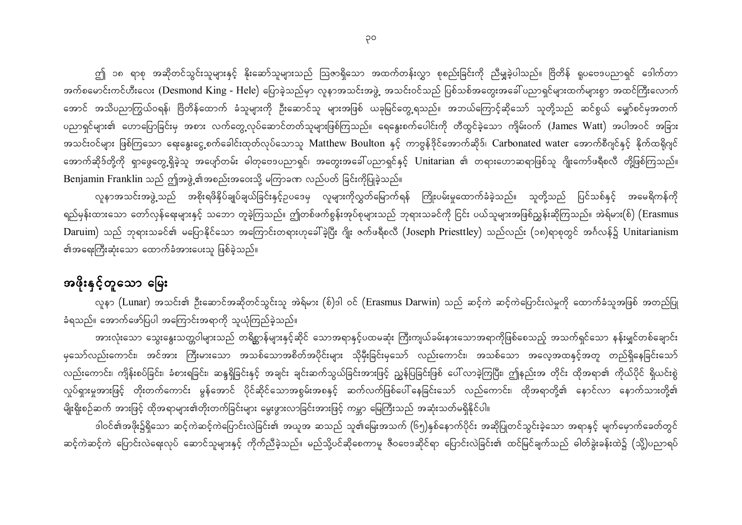ဤ ၁၈ ရာစု အဆိုတင်သွင်းသူများနှင့် နိုးဆော်သူများသည် ဩဇာရှိသော အထက်တန်းလွှာ စုစည်းခြင်းကို ညီမျှခဲ့ပါသည်။ ဗြိတိန် ရူပဗေဒပညာရှင် ဒေါက်တာ အက်စမောင်းကင်ဟီးလေး (Desmond King - Hele) ပြောခဲ့သည်မှာ လူနာအသင်းအဖွဲ့ အသင်းဝင်သည် ပြစ်သစ်အတွေးအခေါ်ပညာရှင်များထက်များစွာ အထင်ကြီးလောက် အောင် အသိပညာကြွယ်ဝရန်၊ ဗြိတိန်ထောက် ခံသူများကို ဦးဆောင်သူ များအဖြစ် ယခုမြင်တွေ့ရသည်။ အဘယ်ကြောင့်ဆိုသော် သူတို့သည် ဆင်စွယ် မျှော်စင်မှအတက် ပညာရှင်များ၏ ဟောပြောခြင်းမှ အစား လက်တွေ့လုပ်ဆောင်တတ်သူများဖြစ်ကြသည်။ ရေနွေးစက်ပေါင်းကို တီထွင်ခဲ့သော ကျိမ်းဝက် (James Watt) အပါအဝင် အခြား အသင်းဝင်များ ဖြစ်ကြသော ရေနွေးငွေ့စက်ခေါင်းထုတ်လုပ်သောသူ Matthew Boulton နှင့် ကာဗွန်ဒိုင်အောက်ဆိုဒ်၊ Carbonated water အောက်စီဂျင်နှင့် နိုက်ထရိုဂျင် အောက်ဆိုဒ်တို့ကို ရှာဖွေတွေ့ရှိခဲ့သူ အပျော်တမ်း ဓါတုဗေဒပညာရှင်၊ အတွေးအခေါ်ပညာရှင်နှင့် Unitarian ၏ တရားဟောဆရာဖြစ်သူ ဂျိုးကော်ဖရီစလီ တို့ဖြစ်ကြသည်။ Benjamin Franklin သည် ဤအဖွဲ့၏အစည်းအဝေးသို့ မကြာခဏ လည်ပတ် ခြင်းကိုပြုခဲ့သည်။

လူနာအသင်းအဖွဲ့သည် အစိုးရမိနိုပ်ချုပ်ချယ်ခြင်းနှင့်ဥပဒေမှ လူများကိုလွတ်မြောက်ရန် ကြိုးပမ်းမှုထောက်ခံခဲ့သည်။ သူတို့သည် ပြင်သစ်နှင့် အမေရိကန်ကို ရည်မှန်းထားသော တော်လှန်ရေးများနှင့် သဘော တူခဲ့ကြသည်။ ဤတစ်ဖက်စွန်းအုပ်စုများသည် ဘုရားသခင်ကို ငြင်း ပယ်သူများအဖြစ်ညွှန်းဆိုကြသည်။ အဲရ်မား(စ်) (Erasmus Daruim) သည် ဘုရားသခင်၏ မပြောနိုင်သော အကြောင်းတရားဟုခေါ်ခဲ့ပြီး ဂျိုး ဇက်ဖရီစလီ (Joseph Priesttley) သည်လည်း (၁၈)ရာစုတွင် အင်္ဂလန်၌ Unitarianism ၏အရေးကြီးဆုံးသော ထောက်ခံအားပေးသူ ဖြစ်ခဲ့သည်။

## အဖိုးနှင့်တူသော မြေး

လူနာ (Lunar) အသင်း၏ ဦးဆောင်အဆိုတင်သွင်းသူ အဲရ်မား (စ်)ဒါ ဝင် (Erasmus Darwin) သည် ဆင့်ကဲ ဆင့်ကဲပြောင်းလဲမှုကို ထောက်ခံသူအဖြစ် အတည်ပြု ခံရသည်။ အောက်ဖော်ပြပါ အကြောင်းအရာကို သူယုံကြည်ခဲ့သည်။

အားလုံးသော သွေးနွေးသတ္တဝါများသည် တရိစ္ဆာန်များနှင့်ဆိုင် သောအရာနှင့်ပထမဆုံး ကြီးကျယ်ခမ်းနားသောအရာကိုဖြစ်စေသည့် အသက်ရှင်သော နန်းမျှင်တစ်ချောင်း မှသော်လည်းကောင်း၊ အင်အား ကြီးမားသော အသစ်သောအစိတ်အပိုင်းများ သိုမှီးခြင်းမှသော် လည်းကောင်း၊ အသစ်သော အလေ့အထနှင့်အတူ တည်ရှိနေခြင်းသော် လည်းကောင်း၊ ကျိန်းစပ်ခြင်း၊ ခံစားရခြင်း၊ ဆန္ဒရှိခြင်းနှင့် အချင်း ချင်းဆက်သွယ်ခြင်းအားဖြင့် ညွှန်ပြခြင်းဖြစ် ပေါ်လာခဲ့ကြပြီး၊ ဤနည်းအ တိုင်း ထိုအရာ၏ ကိုယ်ပိုင် ရှိယင်းစွဲ လှုပ်ရှားမှုအားဖြင့် တိုးတက်ကောင်း မွန်အောင် ပိုင်ဆိုင်သောအစွမ်းအစနှင့် ဆက်လက်ဖြစ်ပေါ်နေခြင်းသော် လည်းကောင်း၊ ထိုအရာတို့၏ နောင်လာ နောက်သားတို့၏ မျိုးရိုးစဉ်ဆက် အားဖြင့် ထိုအရာများ၏တိုးတက်ခြင်းများ မွေးဖွားလာခြင်းအားဖြင့် ကမ္ဘာ မြေကြီးသည် အဆုံးသတ်မရှိနိုင်ပါ။

ဒါဝင်၏အဖိုး၌ရှိသော ဆင့်ကဲဆင့်ကဲပြောင်းလဲခြင်း၏ အယူအ ဆသည် သူ၏မြေးအသက် (၆၅)နှစ်နောက်ပိုင်း အဆိုပြုတင်သွင်းခဲ့သော အရာနှင့် မျက်မှောက်ခေတ်တွင် ဆင့်ကဲဆင့်ကဲ ပြောင်းလဲရေးလုပ် ဆောင်သူများနှင့် ကိုက်ညီခဲ့သည်။ မည်သို့ပင်ဆိုစေကာမူ ဇီဝဗေဒဆိုင်ရာ ပြောင်းလဲခြင်း၏ ထင်မြင်ချက်သည် ဓါတ်ခွဲခန်းထဲ၌ (သို့)ပညာရပ်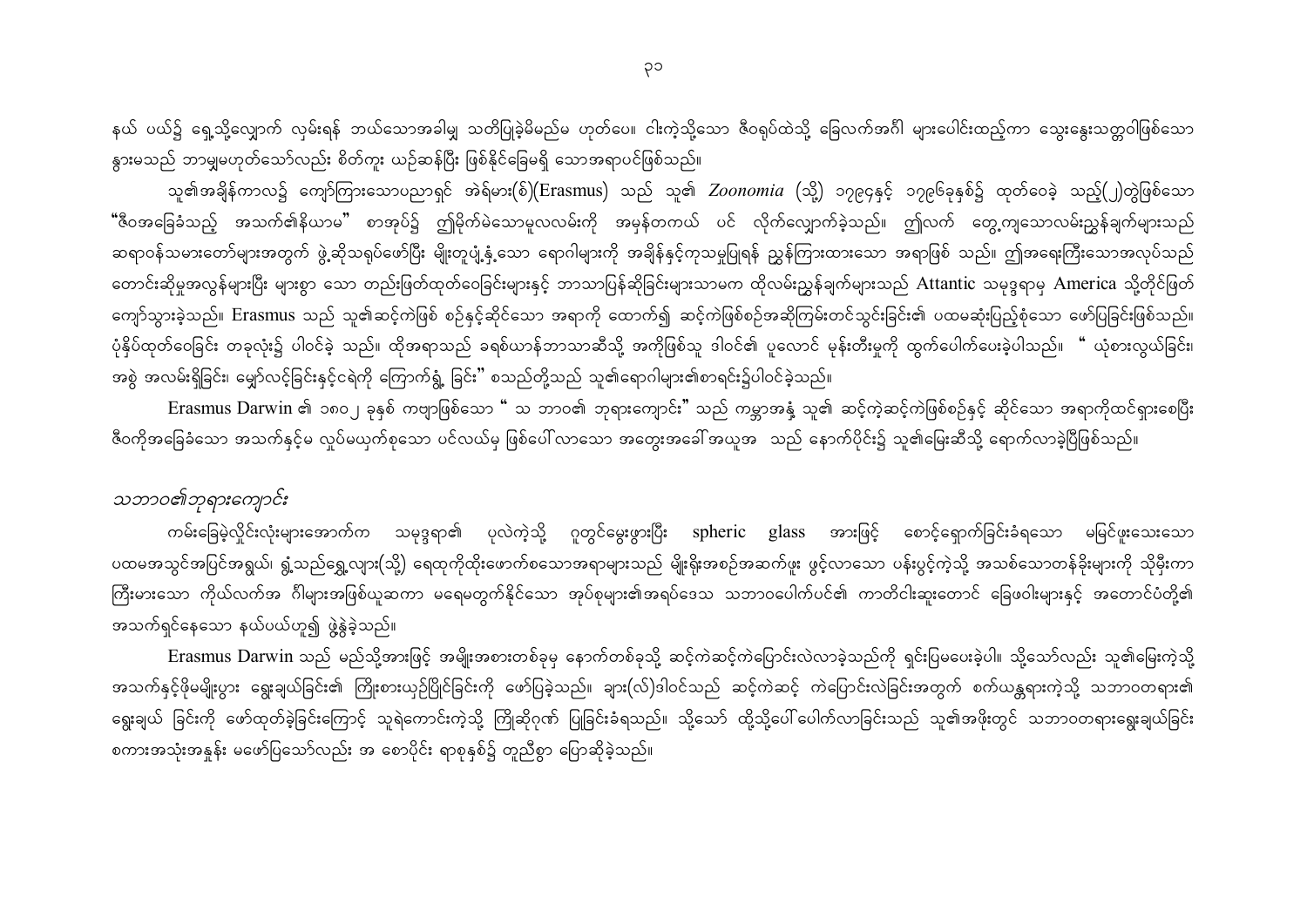နယ် ပယ်၌ ရှေ့သို့လျှောက် လှမ်းရန် ဘယ်သောအခါမျှ သတိပြုခဲ့မိမည်မ ဟုတ်ပေ။ ငါးကဲ့သို့သော ဇီဝရုပ်ထဲသို့ ခြေလက်အင်္ဂါ များပေါင်းထည့်ကာ သွေးနွေးသတ္တဝါဖြစ်သော နွားမသည် ဘာမျှမဟုတ်သော်လည်း စိတ်ကူး ယဉ်ဆန်ပြီး ဖြစ်နိုင်ခြေမရှိ သောအရာပင်ဖြစ်သည်။

သူ၏အချိန်ကာလ၌ ကျော်ကြားသောပညာရှင် အဲရ်မား(စ်)(Erasmus) သည် သူ၏ *Zoonomia* (သို့) ၁၇၉၄နှင့် ၁၇၉၆ခုနှစ်၌ ထုတ်ဝေခဲ့ သည့်(၂)တွဲဖြစ်သော "ဇီဝအခြေခံသည့် အသက်၏နိယာမ" စာအုပ်၌ ဤမိုက်မဲသောမူလလမ်းကို အမှန်တကယ် ပင် လိုက်လျှောက်ခဲ့သည်။ ဤလက် တွေ့ကျသောလမ်းညွှန်ချက်များသည် ဆရာဝန်သမားတော်များအတွက် ဖွဲ့ဆိုသရုပ်ဖော်ပြီး မျိုးတူပုံ့နှံ့သော ရောဂါများကို အချိန်နှင့်ကုသမှုပြုရန် ညွှန်ကြားထားသော အရာဖြစ် သည်။ ဤအရေးကြီးသောအလုပ်သည် တောင်းဆိုမှုအလွန်များပြီး များစွာ သော တည်းဖြတ်ထုတ်ဝေခြင်းများနှင့် ဘာသာပြန်ဆိုခြင်းများသာမက ထိုလမ်းညွှန်ချက်များသည် Attantic သမုဒ္ဒရာမှ America သို့တိုင်ဖြတ်ကျော်သွားခဲ့သည်။ Erasmus သည် သူ၏ဆင့်ကဲဖြစ် စဉ်နှင့်ဆိုင်သော အရာကို ထောက်၍ ဆင့်ကဲဖြစ်စဉ်အဆိုကြမ်းတင်သွင်းခြင်း၏ ပထမဆုံးပြည့်စုံသော ဖော်ပြခြင်းဖြစ်သည်။ ပုံနှိပ်ထုတ်ဝေခြင်း တခုလုံး၌ ပါဝင်ခဲ့ သည်။ ထိုအရာသည် ခရစ်ယာန်ဘာသာဆီသို့ အကိုဖြစ်သူ ဒါဝင်၏ ပူလောင် မုန်းတီးမှုကို ထွက်ပေါက်ပေးခဲ့ပါသည်။ " ယုံစားလွယ်ခြင်း၊ အစွဲ အလမ်းရှိခြင်း၊ မျှော်လင့်ခြင်းနှင့်ရဲကို ကြောက်ရွံ့ ခြင်း" စသည်တို့သည် သူ၏ရောဂါများ၏စာရင်း၌ပါဝင်ခဲ့သည်။

Erasmus Darwin ၏ ၁၈၀၂ ခုနှစ် ကဗျာဖြစ်သော " သ ဘာဝ၏ ဘုရားကျောင်း" သည် ကမ္ဘာအနှံ့ သူ၏ ဆင့်ကဲ့ဆင့်ကဲဖြစ်စဉ်နှင့် ဆိုင်သော အရာကိုထင်ရှားစေပြီး ဇီဝကိုအခြေခံသော အသက်နှင့်မ လှုပ်မယှက်စုသော ပင်လယ်မှ ဖြစ်ပေါ်လာသော အတွေးအခေါ်အယူအ သည် နောက်ပိုင်း၌ သူ၏မြေးဆီသို့ ရောက်လာခဲ့ပြီဖြစ်သည်။

### *သဘာဝ၏ဘုရားကျောင်း*

ကမ်းခြေမဲ့လှိုင်းလုံးများအောက်က သမုဒ္ဒရာ၏ ပုလဲကဲ့သို့ ဂူတွင်မွေးဖွားပြီး spheric glass အားဖြင့် စောင့်ရှောက်ခြင်းခံရသော မမြင်ဖူးသေးသော ပထမအသွင်အပြင်အရွယ်၊ ရွံ့သည်ရွှေ့လျား(သို့) ရေထုကိုထိုးဖောက်စသောအရာများသည် မျိုးရိုးအစဉ်အဆက်ဖူး ဖွင့်လာသော ပန်းပွင့်ကဲ့သို့ အသစ်သောတန်ခိုးများကို သိုမှီးကာ ကြီးမားသော ကိုယ်လက်အ င်္ဂါများအဖြစ်ယူဆကာ မရေမတွက်နိုင်သော အုပ်စုများ၏အရပ်ဒေသ သဘာဝပေါက်ပင်၏ ကာတိငါးဆူးတောင် ခြေဖဝါးများနှင့် အတောင်ပံတို့၏ အသက်ရှင်နေသော နယ်ပယ်ဟူ၍ ဖွဲ့နွဲ့ခဲ့သည်။

Erasmus Darwin သည် မည်သို့အားဖြင့် အမျိုးအစားတစ်ခုမှ နောက်တစ်ခုသို့ ဆင့်ကဲဆင့်ကဲပြောင်းလဲလာခဲ့သည်ကို ရှင်းပြမပေးခဲ့ပါ။ သို့သော်လည်း သူ၏မြေးကဲ့သို့ အသက်နှင့်ဖိုမမျိုးပွား ရွေးချယ်ခြင်း၏ ကြိုးစားယှဉ်ပြိုင်ခြင်းကို ဖော်ပြခဲ့သည်။ ချား(လ်)ဒါဝင်သည် ဆင့်ကဲဆင့် ကဲပြောင်းလဲခြင်းအတွက် စက်ယန္တရားကဲ့သို့ သဘာဝတရား၏ ရွေးချယ် ခြင်းကို ဖော်ထုတ်ခဲ့ခြင်းကြောင့် သူရဲကောင်းကဲ့သို့ ကြိုဆိုဂုဏ် ပြုခြင်းခံရသည်။ သို့သော် ထို့သို့ပေါ်ပေါက်လာခြင်းသည် သူ၏အဖိုးတွင် သဘာဝတရားရွေးချယ်ခြင်း စကားအသုံးအနှုန်း မဖော်ပြသော်လည်း အ စောပိုင်း ရာစုနှစ်၌ တူညီစွာ ပြောဆိုခဲ့သည်။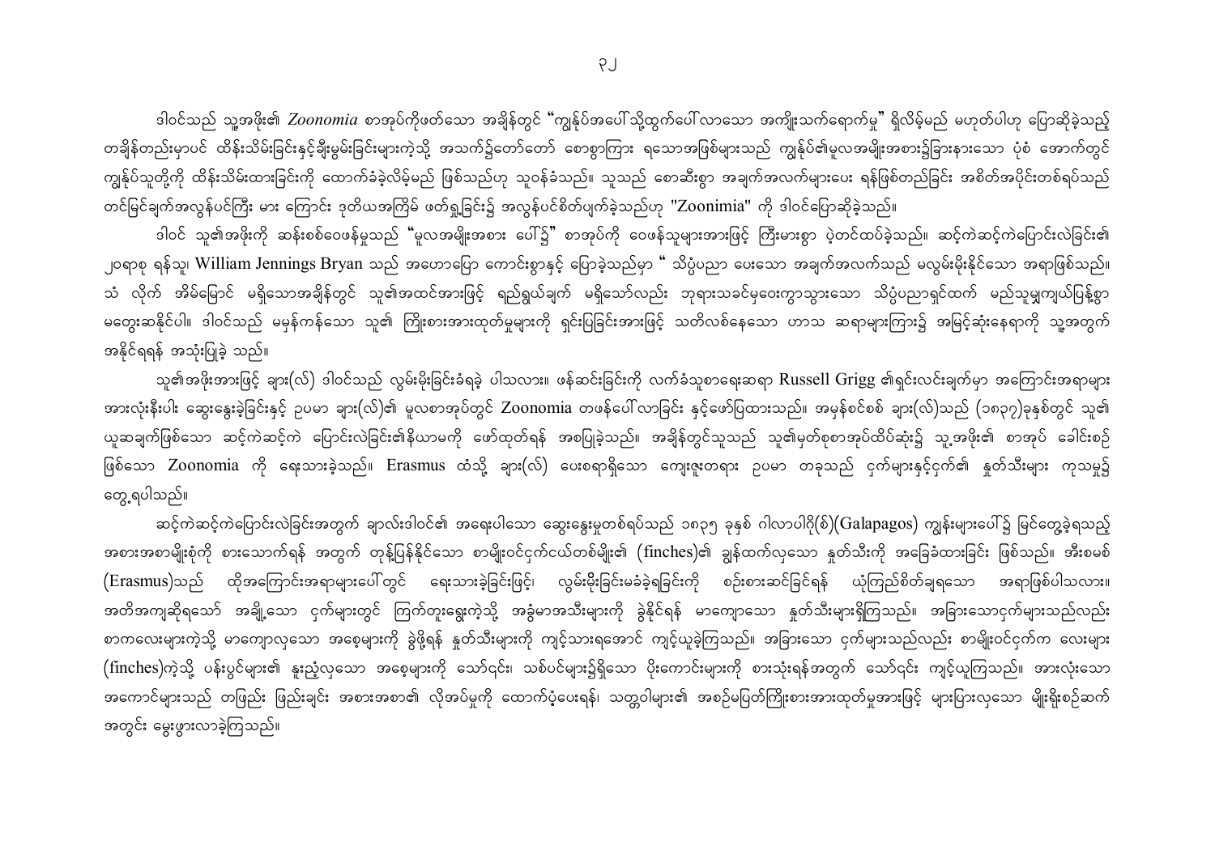ဒါဝင်သည် သူ့အဖိုး၏ *Zoonomia* စာအုပ်ကိုဖတ်သော အချိန်တွင် "ကျွန်ုပ်အပေါ်သို့ထွက်ပေါ်လာသော အကျိုးသက်ရောက်မှု" ရှိလိမ့်မည် မဟုတ်ပါဟု ပြောဆိုခဲ့သည့် တချိန်တည်းမှာပင် ထိန်းသိမ်းခြင်းနှင့်ချီးမွမ်းခြင်းများကဲ့သို့ အသက်၌တော်တော် စောစွာကြား ရသောအဖြစ်များသည် ကျွန်ုပ်၏မူလအမျိုးအစား၌ခြားနားသော ပုံစံ အောက်တွင် ကျွန်ုပ်သူတို့ကို ထိန်းသိမ်းထားခြင်းကို ထောက်ခံခဲ့လိမ့်မည် ဖြစ်သည်ဟု သူဝန်ခံသည်။ သူသည် စောဆီးစွာ အချက်အလက်များပေး ရန်ဖြစ်တည်ခြင်း အစိတ်အပိုင်းတစ်ရပ်သည် တင်မြင်ချက်အလွန်ပင်ကြီး မား ကြောင်း ဒုတိယအကြိမ် ဖတ်ရှုခြင်း၌ အလွန်ပင်စိတ်ပျက်ခဲ့သည်ဟု "Zoonimia" ကို ဒါဝင်ပြောဆိုခဲ့သည်။

ဒါဝင် သူ၏အဖိုးကို ဆန်းစစ်ဝေဖန်မှုသည် "မူလအမျိုးအစား ပေါ်၌" စာအုပ်ကို ဝေဖန်သူများအားဖြင့် ကြီးမားစွာ ပွဲတင်ထပ်ခဲ့သည်။ ဆင့်ကဲဆင့်ကဲပြောင်းလဲခြင်း၏ ၂၀ရာစု ရန်သူ၊ William Jennings Bryan သည် အဟောပြော ကောင်းစွာနှင့် ပြောခဲ့သည်မှာ " သိပ္ပံပညာ ပေးသော အချက်အလက်သည် မလွှမ်းမိုးနိုင်သော အရာဖြစ်သည်။ သံ လိုက် အိမ်မြောင် မရှိသောအချိန်တွင် သူ၏အထင်အားဖြင့် ရည်ရွယ်ချက် မရှိသော်လည်း ဘုရားသခင်မှဝေးကွာသွားသော သိပ္ပံပညာရှင်ထက် မည်သူမျှကျယ်ပြန့်စွာ မတွေးဆနိုင်ပါ။ ဒါဝင်သည် မမှန်ကန်သော သူ၏ ကြိုးစားအားထုတ်မှုများကို ရှင်းပြခြင်းအားဖြင့် သတိလစ်နေသော ဟာသ ဆရာများကြား၌ အမြင့်ဆုံးနေရာကို သူ့အတွက် အနိုင်ရရန် အသုံးပြုခဲ့ သည်။

သူ၏အဖိုးအားဖြင့် ချား(လ်) ဒါဝင်သည် လွှမ်းမိုးခြင်းခံရခဲ့ ပါသလား။ ဖန်ဆင်းခြင်းကို လက်ခံသူစာရေးဆရာ Russell Grigg ၏ရှင်းလင်းချက်မှာ အကြောင်းအရာများ အားလုံးနီးပါး ဆွေးနွေးခဲ့ခြင်းနှင့် ဥပမာ ချား(လ်)၏ မူလစာအုပ်တွင် Zoonomia တဖန်ပေါ်လာခြင်း နှင့်ဖော်ပြထားသည်။ အမှန်စင်စစ် ချား(လ်)သည် (၁၈၃၇)ခုနှစ်တွင် သူ၏ ယူဆချက်ဖြစ်သော ဆင့်ကဲဆင့်ကဲ ပြောင်းလဲခြင်း၏နိယာမကို ဖော်ထုတ်ရန် အစပြုခဲ့သည်။ အချိန်တွင်သူသည် သူ၏မှတ်စုစာအုပ်ထိပ်ဆုံး၌ သူ့အဖိုး၏ စာအုပ် ခေါင်းစဉ် ဖြစ်သော Zoonomia ကို ရေးသားခဲ့သည်။ Erasmus ထံသို့ ချား(လ်) ပေးစရာရှိသော ကျေးဇူးတရား ဥပမာ တခုသည် ငှက်များနှင့်ငှက်၏ နှုတ်သီးများ ကုသမှု၌ တွေ့ရပါသည်။

ဆင့်ကဲဆင့်ကဲပြောင်းလဲခြင်းအတွက် ချာလ်းဒါဝင်၏ အရေးပါသော ဆွေးနွေးမှုတစ်ရပ်သည် ၁၈၃၅ ခုနှစ် ဂါလာပါဂို(စ်)(Galapagos) ကျွန်းများပေါ်၌ မြင်တွေ့ခဲ့ရသည့် အစားအစာမျိုးစုံကို စားသောက်ရန် အတွက် တုန့်ပြန်နိုင်သော စာမျိုးဝင်ငှက်ငယ်တစ်မျိုး၏ (finches)၏ ချွန်ထက်လှသော နှုတ်သီးကို အခြေခံထားခြင်း ဖြစ်သည်။ အီးစမစ် (Erasmus)သည် ထိုအကြောင်းအရာများပေါ်တွင် ရေးသားခဲ့ခြင်းဖြင့်၊ လွှမ်းမိုးခြင်းမခံခဲ့ရခြင်းကို စဉ်းစားဆင်ခြင်ရန် ယုံကြည်စိတ်ချရသော အရာဖြစ်ပါသလား။ အတိအကျဆိုရသော် အချို့သော ငှက်များတွင် ကြက်တူးရွေးကဲ့သို့ အခွံမာအသီးများကို ခွဲနိုင်ရန် မာကျောသော နှုတ်သီးများရှိကြသည်။ အခြားသောငှက်များသည်လည်း စာကလေးများကဲ့သို့ မာကျောလှသော အစေ့များကို ခွဲဖို့ရန် နှုတ်သီးများကို ကျင့်သားရအောင် ကျင့်ယူခဲ့ကြသည်။ အခြားသော ငှက်များသည်လည်း စာမျိုးဝင်ငှက်က လေးများ (finches)ကဲ့သို့ ပန်းပွင့်များ၏ နူးညံ့လှသော အစေ့များကို သော်၎င်း၊ သစ်ပင်များ၌ရှိသော ပိုးကောင်းများကို စားသုံးရန်အတွက် သော်၎င်း ကျင့်ယူကြသည်။ အားလုံးသော အကောင်များသည် တဖြည်း ဖြည်းချင်း အစားအစာ၏ လိုအပ်မှုကို ထောက်ပံ့ပေးရန်၊ သတ္တဝါများ၏ အစဉ်မပြတ်ကြိုးစားအားထုတ်မှုအားဖြင့် များပြားလှသော မျိုးရိုးစဉ်ဆက် အတွင်း မွေးဖွားလာခဲ့ကြသည်။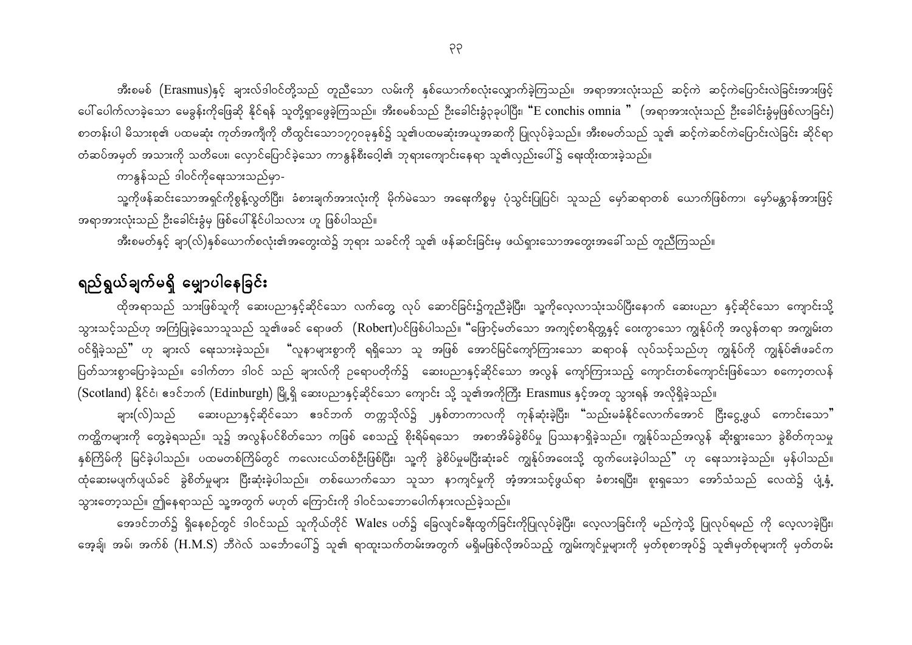အီးစမစ် (Erasmus)နှင့် ချားလ်ဒါဝင်တို့သည် တူညီသော လမ်းကို နှစ်ယောက်စလုံးလျှောက်ခဲ့ကြသည်။ အရာအားလုံးသည် ဆင့်ကဲ ဆင့်ကဲပြောင်းလဲခြင်းအားဖြင့် ပေါ်ပေါက်လာခဲ့သော မေခွန်းကိုဖြေဆို နိုင်ရန် သူတို့ရှာဖွေခဲ့ကြသည်။ အီးစမစ်သည် ဦးခေါင်းခွံ၃ခုပါပြီး "E conchis omnia " (အရာအားလုံးသည် ဦးခေါင်းခွံမှဖြစ်လာခြင်း) စာတန်းပါ မိသားစု၏ ပထမဆုံး ကုတ်အကျီကို တီထွင်းသော၁၇၇၀ခုနှစ်၌ သူ၏ပထမဆုံးအယူအဆကို ပြုလုပ်ခဲ့သည်။ အီးစမတ်သည် သူ၏ ဆင့်ကဲဆင့်ကဲပြောင်းလဲခြင်း ဆိုင်ရာ တံဆိပ်အမှတ် အသားကို သတိပေး၊ လှောင်ပြောင်ခဲ့သော ကာနွန်စီးဝေ့၏ ဘုရားကျောင်းနေရာ သူ၏လှည်းပေါ်၌ ရေးထိုးထားခဲ့သည်။

ကာနွန်သည် ဒါဝင်ကိုရေးသားသည်မှာ-

သူကိုဖန်ဆင်းသောအရှင်ကိုစွန့်လွှတ်ပြီး၊ ခံစားချက်အားလုံးကို မိုက်မဲသော အရေးကိစ္စမှ ပုံသွင်းပြုပြင်၊ သူသည် မှော်ဆရာတစ် ယောက်ဖြစ်က၊ မှော်မန္တာန်အားဖြင့် အရာအားလုံးသည် ဦးခေါင်းခွံမှ ဖြစ်ပေါ်နိုင်ပါသလား ဟု ဖြစ်ပါသည်။

အီးစမတ်နှင့် ချာ(လ်)နှစ်ယောက်စလုံး၏အတွေးထဲ၌ ဘုရား သခင်ကို သူ၏ ဖန်ဆင်းခြင်းမှ ဖယ်ရှားသောအတွေးအခေါ်သည် တူညီကြသည်။

## ရည်ရွယ်ချက်မရှိ မျှောပါနေခြင်း

ထိုအရာသည် သားဖြစ်သူကို ဆေးပညာနှင့်ဆိုင်သော လက်တွေ့ လုပ် ဆောင်ခြင်း၌ကူညီခဲ့ပြီး၊ သူကိုလေ့လာသုံးသပ်ပြီးနောက် ဆေးပညာ နှင့်ဆိုင်သော ကျောင်းသို့ သွားသင့်သည်ဟု အကြံပြုခဲ့သောသူသည် သူ၏ဖခင် ရောဖတ် (Robert)ပင်ဖြစ်ပါသည်။ "ဖြောင့်မတ်သော အကျင့်စာရိတ္တနှင့် ဝေးကွာသော ကျွန်ုပ်ကို အလွန်တရာ အကျွမ်းတဝင်ရှိခဲ့သည်" ဟု ချားလ် ရေးသားခဲ့သည်။ "လူနာများစွာကို ရရှိသော သူ အဖြစ် အောင်မြင်ကျော်ကြားသော ဆရာဝန် လုပ်သင့်သည်ဟု ကျွန်ုပ်ကို ကျွန်ုပ်၏ဖခင်က ပြတ်သားစွာပြောခဲ့သည်။ ဒေါက်တာ ဒါဝင် သည် ချားလ်ကို ဥရောပတိုက်၌ ဆေးပညာနှင့်ဆိုင်သော အလွန် ကျော်ကြားသည့် ကျောင်းတစ်ကျောင်းဖြစ်သော စကော့တလန် (Scotland) နိုင်ငံ၊ ဧဒင်ဘက် (Edinburgh) မြို့ရှိ ဆေးပညာနှင့်ဆိုင်သော ကျောင်း သို့ သူ၏အကိုကြီး Erasmus နှင့်အတူ သွားရန် အလိုရှိခဲ့သည်။

ချား(လ်)သည် ဆေးပညာနှင့်ဆိုင်သော ဧဒင်ဘက် တက္ကသိုလ်၌ ၂နှစ်တာကာလကို ကုန်ဆုံးခဲ့ပြီး၊ "သည်းမခံနိုင်လောက်အောင် ငြီးငွေ့ဖွယ် ကောင်းသော" ကတ္တိကများကို တွေ့ခဲ့ရသည်။ သူ၌ အလွန်ပင်စိတ်သော ကဖြစ် စေသည့် စိုးရိမ်ရသော အစာအိမ်ခွဲစိပ်မှု ပြဿနာရှိခဲ့သည်။ ကျွန်ုပ်သည်အလွန် ဆိုးရွားသော ခွဲစိတ်ကုသမှု နှစ်ကြိမ်ကို မြင်ခဲ့ပါသည်။ ပထမတစ်ကြိမ်တွင် ကလေးငယ်တစ်ဦးဖြစ်ပြီး၊ သူ့ကို ခွဲစိပ်မှုမပြီးဆုံးခင် ကျွန်ုပ်အဝေးသို့ ထွက်ပေးခဲ့ပါသည်" ဟု ရေးသားခဲ့သည်။ မှန်ပါသည်။ ထုံဆေးမပျက်ပျယ်ခင် ခွဲစိတ်မှုများ ပြီးဆုံးခဲ့ပါသည်။ တစ်ယောက်သော သူသာ နာကျင်မှုကို အံ့အားသင့်ဖွယ်ရာ ခံစားရပြီး၊ စူးရှသော အော်သံသည် လေထဲ၌ ပျံ့နှံ့သွားတော့သည်။ ဤနေရာသည် သူ့အတွက် မဟုတ် ကြောင်းကို ဒါဝင်သဘောပေါက်နားလည်ခဲ့သည်။

အေဒင်ဘတ်၌ ရှိနေစဉ်တွင် ဒါဝင်သည် သူကိုယ်တိုင် Wales ပတ်၌ ခြေလျင်ခရီးထွက်ခြင်းကိုပြုလုပ်ခဲ့ပြီး၊ လေ့လာခြင်းကို မည်ကဲ့သို့ ပြုလုပ်ရမည် ကို လေ့လာခဲ့ပြီး၊ အေ့ချ်၊ အမ်၊ အက်စ် (H.M.S) ဘီဂဲလ် သင်္ဘောပေါ်၌ သူ၏ ရာထူးသက်တမ်းအတွက် မရှိမဖြစ်လိုအပ်သည့် ကျွမ်းကျင်မှုများကို မှတ်စုစာအုပ်၌ သူ၏မှတ်စုများကို မှတ်တမ်း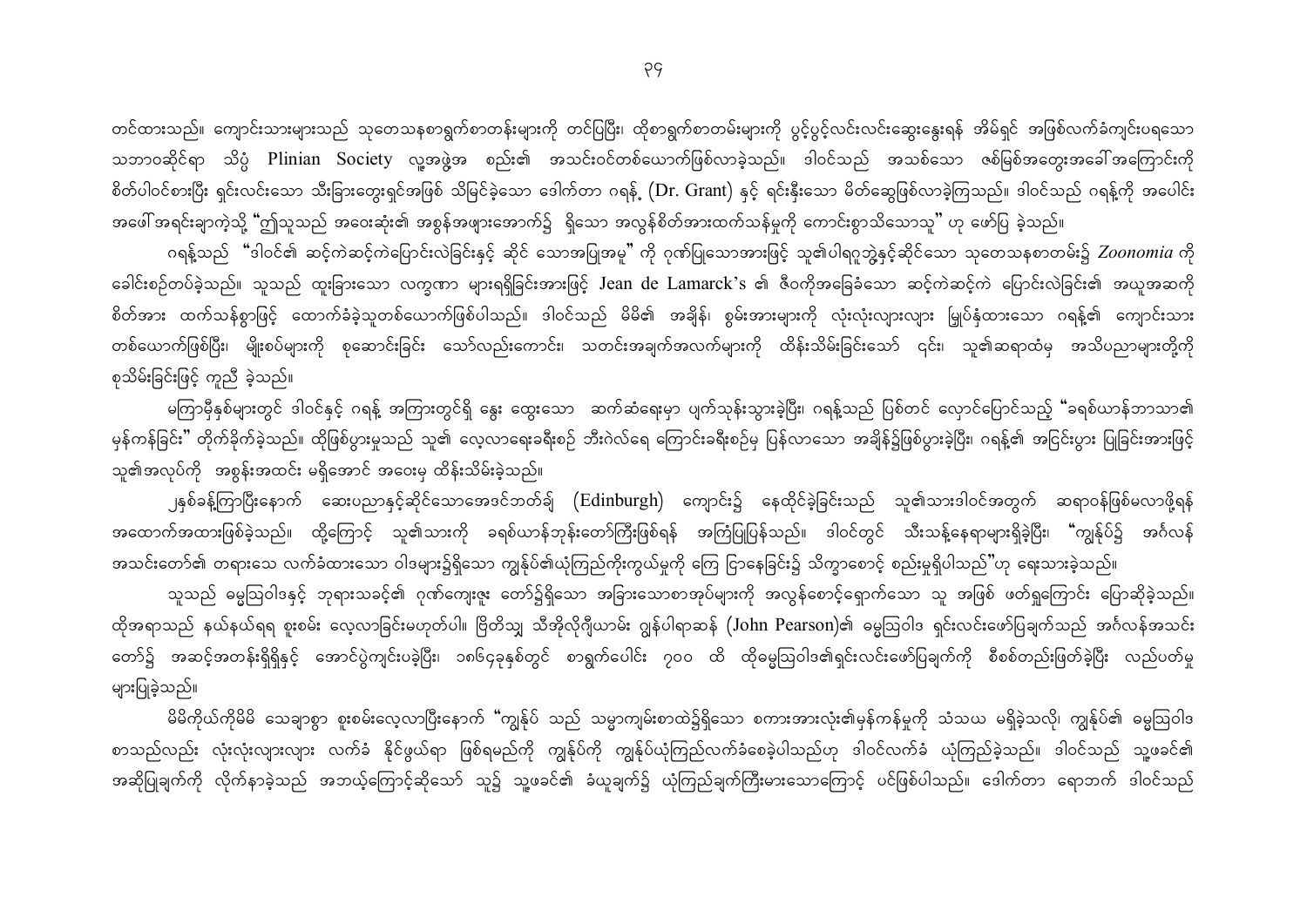တင်ထားသည်။ ကျောင်းသားများသည် သုတေသနစာရွက်စာတန်းများကို တင်ပြပြီး၊ ထိုစာရွက်စာတမ်းများကို ပွင့်ပွင့်လင်းလင်းဆွေးနွေးရန် အိမ်ရှင် အဖြစ်လက်ခံကျင်းပရသော သဘာဝဆိုင်ရာ သိပ္ပံ Plinian Society လူ့အဖွဲ့အ စည်း၏ အသင်းဝင်တစ်ယောက်ဖြစ်လာခဲ့သည်။ ဒါဝင်သည် အသစ်သော ဇစ်မြစ်အတွေးအခေါ်အကြောင်းကို စိတ်ပါဝင်စားပြီး ရှင်းလင်းသော သီးခြားတွေးရှင်အဖြစ် သိမြင်ခဲ့သော ဒေါက်တာ ဂရန့် (Dr. Grant) နှင့် ရင်းနှီးသော မိတ်ဆွေဖြစ်လာခဲ့ကြသည်။ ဒါဝင်သည် ဂရန့်ကို အပေါ်င်း အဖေါ်အရင်းချာကဲ့သို့ "ဤသူသည် အဝေးဆုံး၏ အစွန်အဖျားအောက်၌ ရှိသော အလွန်စိတ်အားထက်သန်မှုကို ကောင်းစွာသိသောသူ" ဟု ဖော်ပြ ခဲ့သည်။

ဂရန့်သည် "ဒါဝင်၏ ဆင့်ကဲဆင့်ကဲပြောင်းလဲခြင်းနှင့် ဆိုင် သောအပြုအမူ" ကို ဂုဏ်ပြုသောအားဖြင့် သူ၏ပါရဂူဘွဲ့နှင့်ဆိုင်သော သုတေသနစာတမ်း၌ *Zoonomia* ကို ခေါင်းစဉ်တပ်ခဲ့သည်။ သူသည် ထူးခြားသော လက္ခဏာ များရရှိခြင်းအားဖြင့် Jean de Lamarck's ၏ ဇီဝကိုအခြေခံသော ဆင့်ကဲဆင့်ကဲ ပြောင်းလဲခြင်း၏ အယူအဆကို စိတ်အား ထက်သန်စွာဖြင့် ထောက်ခံခဲ့သူတစ်ယောက်ဖြစ်ပါသည်။ ဒါဝင်သည် မိမိ၏ အချိန်၊ စွမ်းအားများကို လုံးလုံးလျားလျား မြှုပ်နှံထားသော ဂရန့်၏ ကျောင်းသား တစ်ယောက်ဖြစ်ပြီး၊ မျိုးစပ်များကို စုဆောင်းခြင်း သော်လည်းကောင်း၊ သတင်းအချက်အလက်များကို ထိန်းသိမ်းခြင်းသော် ၎င်း၊ သူ၏ဆရာထံမှ အသိပညာများတို့ကို စုသိမ်းခြင်းဖြင့် ကူညီ ခဲ့သည်။

မကြာမီနှစ်များတွင် ဒါဝင်နှင့် ဂရန့် အကြားတွင်ရှိ နွေး ထွေးသော ဆက်ဆံရေးမှာ ပျက်သုန်းသွားခဲ့ပြီး၊ ဂရန့်သည် ပြစ်တင် လှောင်ပြောင်သည့် "ခရစ်ယာန်ဘာသာ၏ မှန်ကန်ခြင်း" တိုက်ခိုက်ခဲ့သည်။ ထိုဖြစ်ပွားမှုသည် သူ၏ လေ့လာရေးခရီးစဉ် ဘီးဂဲလ်ရေ ကြောင်းခရီးစဉ်မှ ပြန်လာသော အချိန်၌ဖြစ်ပွားခဲ့ပြီး၊ ဂရန့်၏ အငြင်းပွား ပြခြင်းအားဖြင့် သူ၏အလုပ်ကို အစွန်းအထင်း မရှိအောင် အဝေးမှ ထိန်းသိမ်းခဲ့သည်။

၂နှစ်ခန့်ကြာပြီးနောက် ဆေးပညာနှင့်ဆိုင်သောအေဒင်ဘတ်ချ် (Edinburgh) ကျောင်း၌ နေထိုင်ခဲ့ခြင်းသည် သူ၏သားဒါဝင်အတွက် ဆရာဝန်ဖြစ်မလာဖို့ရန် အထောက်အထားဖြစ်ခဲ့သည်။ ထို့ကြောင့် သူ၏သားကို ခရစ်ယာန်ဘုန်းတော်ကြီးဖြစ်ရန် အကြံပြုပြန်သည်။ ဒါဝင်တွင် သီးသန့်နေရာများရှိခဲ့ပြီး၊ "ကျွန်ုပ်၌ အင်္ဂလန် အသင်းတော်၏ တရားသေ လက်ခံထားသော ဝါဒများ၌ရှိသော ကျွန်ုပ်၏ယုံကြည်ကိုးကွယ်မှုကို ကြေ ငြာနေခြင်း၌ သိက္ခာစောင့် စည်းမှုရှိပါသည်"ဟု ရေးသားခဲ့သည်။

သူသည် ဓမ္မဩဝါဒနှင့် ဘုရားသခင့်၏ ဂုဏ်ကျေးဇူး တော်၌ရှိသော အခြားသောစာအုပ်များကို အလွန်စောင့်ရှောက်သော သူ အဖြစ် ဖတ်ရှုကြောင်း ပြောဆိုခဲ့သည်။ ထိုအရာသည် နယ်နယ်ရရ စူးစမ်း လေ့လာခြင်းမဟုတ်ပါ။ ဗြိတိသျှ သီအိုလိုဂျီယာမ် ဂျွန်ပါရာဆန် (John Pearson)၏ ဓမ္မဩဝါဒ ရှင်းလင်းဖော်ပြချက်သည် အင်္ဂလန်အသင်း တော်၌ အဆင့်အတန်းရှိရှိနှင့် အောင်ပွဲကျင်းပခဲ့ပြီး၊ ၁၈၆၄ခုနှစ်တွင် စာရွက်ပေါင်း ၇၀၀ ထိ ထိုဓမ္မဩဝါဒ၏ရှင်းလင်းဖော်ပြချက်ကို စီစစ်တည်းဖြတ်ခဲ့ပြီး လည်ပတ်မှု များပြုခဲ့သည်။

မိမိကိုယ်ကိုမိမိ သေချာစွာ စူးစမ်းလေ့လာပြီးနောက် "ကျွန်ုပ် သည် သမ္မာကျမ်းစာထဲ၌ရှိသော စကားအားလုံး၏မှန်ကန်မှုကို သံသယ မရှိခဲ့သလို၊ ကျွန်ုပ်၏ ဓမ္မဩဝါဒ စာသည်လည်း လုံးလုံးလျားလျား လက်ခံ နိုင်ဖွယ်ရာ ဖြစ်ရမည်ကို ကျွန်ုပ်ကို ကျွန်ုပ်ယုံကြည်လက်ခံစေခဲ့ပါသည်ဟု ဒါဝင်လက်ခံ ယုံကြည်ခဲ့သည်။ ဒါဝင်သည် သူ့ဖခင်၏ အဆိုပြုချက်ကို လိုက်နာခဲ့သည် အဘယ့်ကြောင့်ဆိုသော် သူ၌ သူ့ဖခင်၏ ခံယူချက်၌ ယုံကြည်ချက်ကြီးမားသောကြောင့် ပင်ဖြစ်ပါသည်။ ဒေါက်တာ ရောဘက် ဒါဝင်သည်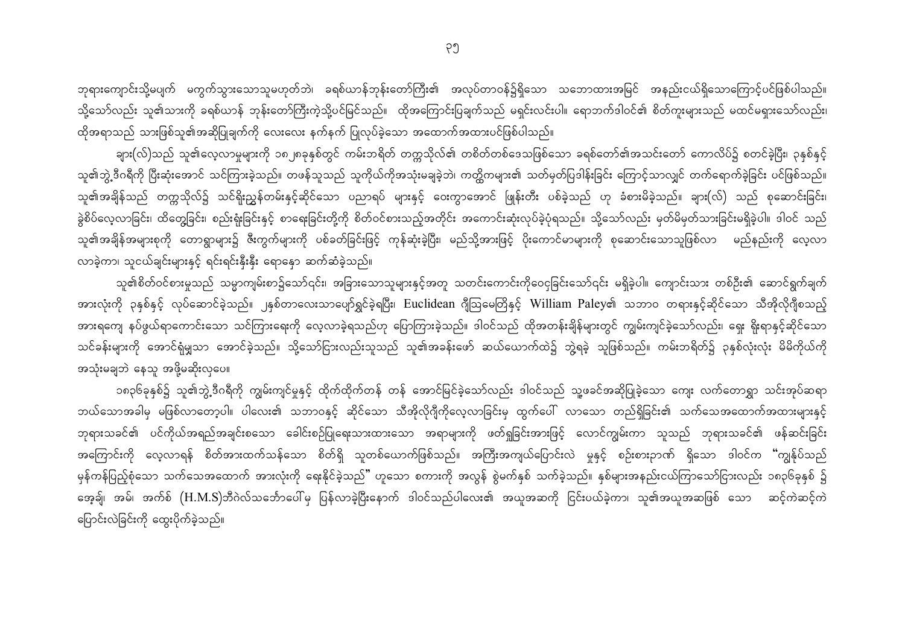ဘုရားကျောင်းသို့မပျက် မကွက်သွားသောသူမဟုတ်ဘဲ၊ ခရစ်ယာန်ဘုန်းတော်ကြီး၏ အလုပ်တာဝန်၌ရှိသော သဘောထားအမြင် အနည်းငယ်ရှိသောကြောင့်ပင်ဖြစ်ပါသည်။ သို့သော်လည်း သူ၏သားကို ခရစ်ယာန် ဘုန်းတော်ကြီးကဲ့သို့ပင်မြင်သည်။ ထိုအကြောင်းပြချက်သည် မရှင်းလင်းပါ။ ရောဘက်ဒါဝင်၏ စိတ်ကူးများသည် မထင်မရှားသော်လည်း၊ ထိုအရာသည် သားဖြစ်သူ၏အဆိုပြုချက်ကို လေးလေး နက်နက် ပြုလုပ်ခဲ့သော အထောက်အထားပင်ဖြစ်ပါသည်။

ချားလ်(လ်)သည် သူ၏လေ့လာမှုများကို ၁၈၂၈ခုနှစ်တွင် ကမ်းဘရိတ် တက္ကသိုလ်၏ တစိတ်တစ်ဒေသဖြစ်သော ခရစ်တော်၏အသင်းတော် ကောလိပ်၌ စတင်ခဲ့ပြီး၊ ၃နှစ်နှင့် သူ၏ဘွဲ့ဒီဂရီကို ပြီးဆုံးအောင် သင်ကြားခဲ့သည်။ တဖန်သူသည် သူကိုယ်ကိုအသုံးမချခဲ့ဘဲ၊ ကတ္တိကများ၏ သတ်မှတ်ပြဋ္ဌာန်းခြင်း ကြောင့်သာလျှင် တက်ရောက်ခဲ့ခြင်း ပင်ဖြစ်သည်။ သူ၏အချိန်သည် တက္ကသိုလ်၌ သင်ရိုးညွှန်တမ်းနှင့်ဆိုင်သော ပညာရပ် များနှင့် ဝေးကွာအောင် ဖြုန်းတီး ပစ်ခဲ့သည် ဟု ခံစားမိခဲ့သည်။ ချားလ်(လ်) သည် စုဆောင်းခြင်း၊ ခွဲစိပ်လေ့လာခြင်း၊ ထိတွေ့ခြင်း၊ စည်းရုံးခြင်းနှင့် စာရေးခြင်းတို့ကို စိတ်ဝင်စားသည့်အတိုင်း အကောင်းဆုံးလုပ်ခဲ့ပုံရသည်။ သို့သော်လည်း မှတ်မိမှတ်သားခြင်းမရှိခဲ့ပါ။ ဒါဝင် သည် သူ၏အချိန်အများစုကို တောရွာများ၌ ဇီးကွက်များကို ပစ်ခတ်ခြင်းဖြင့် ကုန်ဆုံးခဲ့ပြီး၊ မည်သို့အားဖြင့် ပိုးကောင်မာများကို စုဆောင်းသောသူဖြစ်လာ မည်နည်းကို လေ့လာလာခဲ့ကာ၊ သူငယ်ချင်းများနှင့် ရင်းရင်းနှီးနှီး ရောနှော ဆက်ဆံခဲ့သည်။

သူ၏စိတ်ဝင်စားမှုသည် သမ္မာကျမ်းစာ၌သော်၎င်း၊ အခြားသောသူများနှင့်အတူ သတင်းကောင်းကိုဝေငှခြင်းသော်၎င်း မရှိခဲ့ပါ။ ကျောင်းသား တစ်ဦး၏ ဆောင်ရွက်ချက် အားလုံးကို ၃နှစ်နှင့် လုပ်ဆောင်ခဲ့သည်။ ၂နှစ်တာလေးသာပျော်ရွှင်ခဲ့ရပြီး၊ Euclidean ဂျီဩမေတြီနှင့် William Paley၏ သဘာဝ တရားနှင့်ဆိုင်သော သီအိုလိုဂျီစသည့် အားရကျေ နပ်ဖွယ်ရာကောင်းသော သင်ကြားရေးကို လေ့လာခဲ့ရသည်ဟု ပြောကြားခဲ့သည်။ ဒါဝင်သည် ထိုအတန်းချိန်များတွင် ကျွမ်းကျင်ခဲ့သော်လည်း၊ ရှေး ရိုးရာနှင့်ဆိုင်သော သင်ခန်းများကို အောင်ရုံမျှသာ အောင်ခဲ့သည်။ သို့သော်ငြားလည်းသူသည် သူ၏အခန်းဖော် ဆယ်ယောက်ထဲ၌ ဘွဲ့ရခဲ့ သူဖြစ်သည်။ ကမ်းဘရိတ်၌ ၃နှစ်လုံးလုံး မိမိကိုယ်ကို အသုံးမချဘဲ နေသူ အဖို့မဆိုးလှပေ။

၁၈၃၆ခုနှစ်၌ သူ၏ဘွဲ့ဒီဂရီကို ကျွမ်းကျင်မှုနှင့် ထိုက်ထိုက်တန် တန် အောင်မြင်ခဲ့သော်လည်း ဒါဝင်သည် သူဖခင်အဆိုပြုခဲ့သော ကျေး လက်တောရွာ သင်းအုပ်ဆရာ ဘယ်သောအခါမှ မဖြစ်လာတော့ပါ။ ပါလေး၏ သဘာဝနှင့် ဆိုင်သော သီအိုလိုဂျီကိုလေ့လာခြင်းမှ ထွက်ပေါ် လာသော တည်ရှိခြင်း၏ သက်သေအထောက်အထားများနှင့် ဘုရားသခင်၏ ပင်ကိုယ်အရည်အချင်းစသော ခေါင်းစဉ်ပြုရေးသားထားသော အရာများကို ဖတ်ရှုခြင်းအားဖြင့် လောင်ကျွမ်းကာ သူသည် ဘုရားသခင်၏ ဖန်ဆင်းခြင်း အကြောင်းကို လေ့လာရန် စိတ်အားထက်သန်သော စိတ်ရှိ သူတစ်ယောက်ဖြစ်သည်။ အကြီးအကျယ်ပြောင်းလဲ မှုနှင့် စဉ်းစားဉာဏ် ရှိသော ဒါဝင်က "ကျွန်ုပ်သည် မှန်ကန်ပြည့်စုံသော သက်သေအထောက် အားလုံးကို ရေးနိုင်ခဲ့သည်" ဟူသော စကားကို အလွန် စွဲမက်နှစ် သက်ခဲ့သည်။ နှစ်များအနည်းငယ်ကြာသော်ငြားလည်း ၁၈၃၆ခုနှစ် ၌ အေ့ချ်၊ အမ်၊ အက်စ် (H.M.S)ဘီဂဲလ်သင်္ဘောပေါ်မှ ပြန်လာခဲ့ပြီးနောက် ဒါဝင်သည်ပါလေး၏ အယူအဆကို ငြင်းပယ်ခဲ့ကာ၊ သူ၏အယူအဆဖြစ် သော ဆင့်ကဲဆင့်ကဲ ပြောင်းလဲခြင်းကို ထွေးပိုက်ခဲ့သည်။